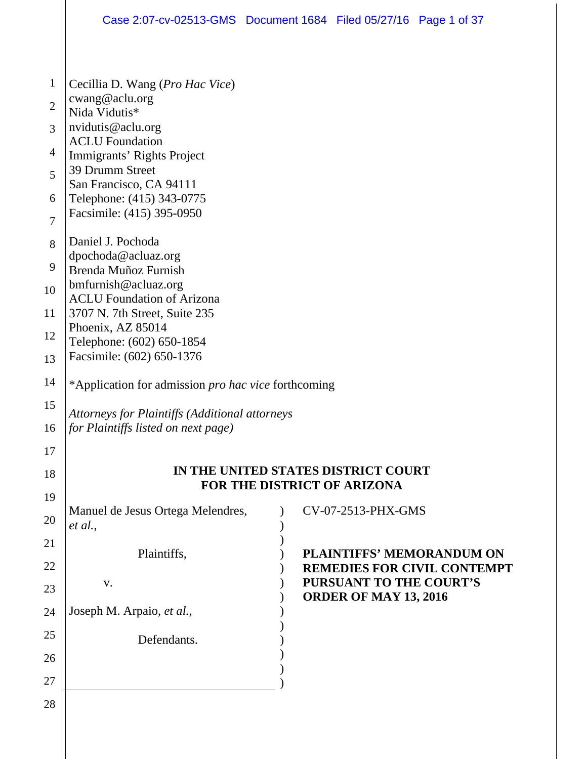Cecillia D. Wang (*Pro Hac Vice*)
cwang@aclu.org
Nida Vidutis*
nvidutis@aclu.org
ACLU Foundation
Immigrants' Rights Project
39 Drumm Street
San Francisco, CA 94111
Telephone: (415) 343-0775
Facsimile: (415) 395-0950

Daniel J. Pochoda
dpochoda@acluaz.org
Brenda Muñoz Furnish
bmfurnish@acluaz.org
ACLU Foundation of Arizona
3707 N. 7th Street, Suite 235
Phoenix, AZ 85014
Telephone: (602) 650-1854
Facsimile: (602) 650-1376

*Application for admission *pro hac vice* forthcoming

*Attorneys for Plaintiffs (Additional attorneys for Plaintiffs listed on next page)*

**IN THE UNITED STATES DISTRICT COURT
FOR THE DISTRICT OF ARIZONA**

Manuel de Jesus Ortega Melendres, *et al.*,

Plaintiffs,

v.

Joseph M. Arpaio, *et al.*,

Defendants.

CV-07-2513-PHX-GMS

**PLAINTIFFS' MEMORANDUM ON REMEDIES FOR CIVIL CONTEMPT PURSUANT TO THE COURT'S ORDER OF MAY 13, 2016**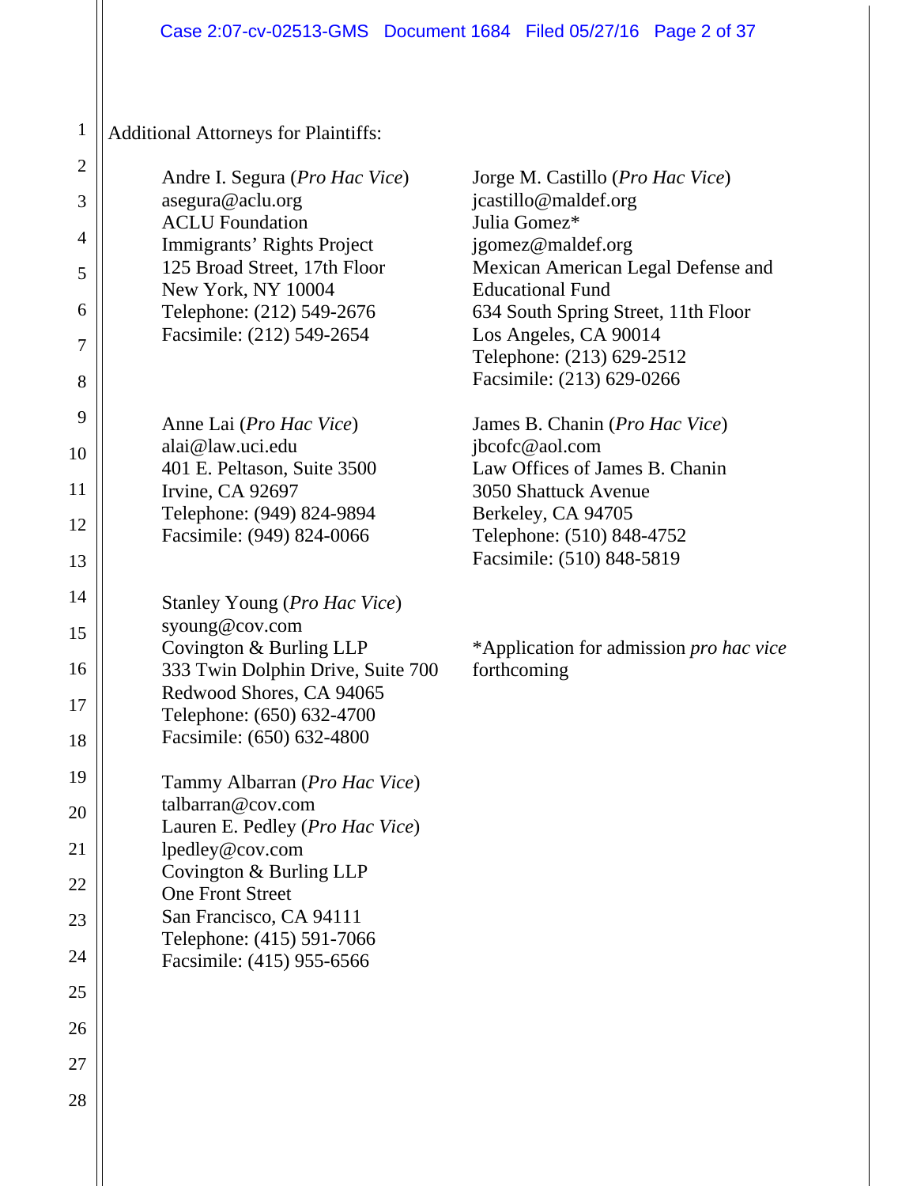Additional Attorneys for Plaintiffs:

Andre I. Segura (*Pro Hac Vice*)
asegura@aclu.org
ACLU Foundation
Immigrants' Rights Project
125 Broad Street, 17th Floor
New York, NY 10004
Telephone: (212) 549-2676
Facsimile: (212) 549-2654

Anne Lai (*Pro Hac Vice*)
alai@law.uci.edu
401 E. Peltason, Suite 3500
Irvine, CA 92697
Telephone: (949) 824-9894
Facsimile: (949) 824-0066

Stanley Young (*Pro Hac Vice*)
syoung@cov.com
Covington & Burling LLP
333 Twin Dolphin Drive, Suite 700
Redwood Shores, CA 94065
Telephone: (650) 632-4700
Facsimile: (650) 632-4800

Tammy Albarran (*Pro Hac Vice*)
talbarran@cov.com
Lauren E. Pedley (*Pro Hac Vice*)
lpedley@cov.com
Covington & Burling LLP
One Front Street
San Francisco, CA 94111
Telephone: (415) 591-7066
Facsimile: (415) 955-6566

Jorge M. Castillo (*Pro Hac Vice*)
jcastillo@maldef.org
Julia Gomez*
jgomez@maldef.org
Mexican American Legal Defense and Educational Fund
634 South Spring Street, 11th Floor
Los Angeles, CA 90014
Telephone: (213) 629-2512
Facsimile: (213) 629-0266

James B. Chanin (*Pro Hac Vice*)
jbcofc@aol.com
Law Offices of James B. Chanin
3050 Shattuck Avenue
Berkeley, CA 94705
Telephone: (510) 848-4752
Facsimile: (510) 848-5819

*Application for admission *pro hac vice* forthcoming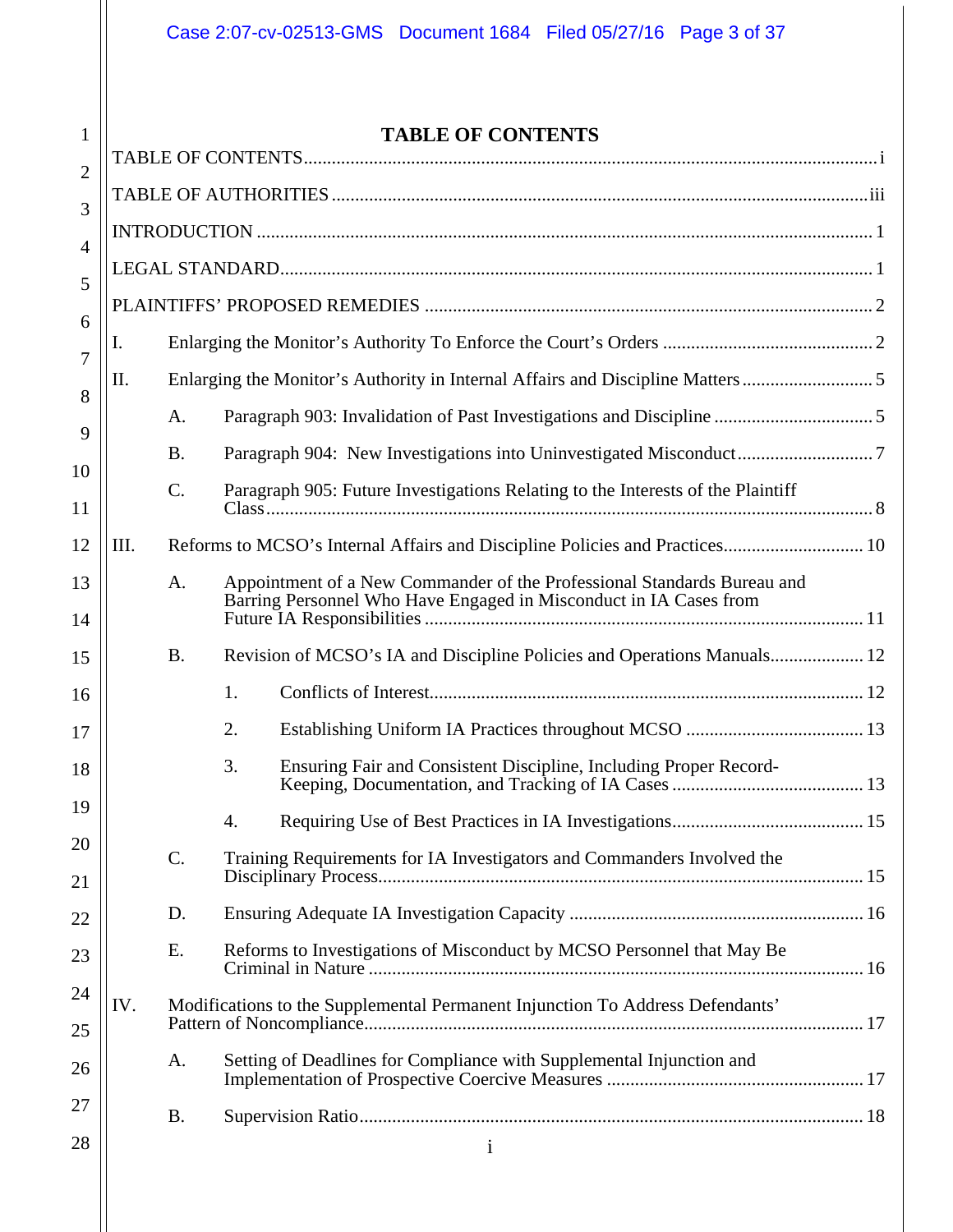# TABLE OF CONTENTS

TABLE OF CONTENTS .......... i

TABLE OF AUTHORITIES .......... iii

INTRODUCTION .......... 1

LEGAL STANDARD .......... 1

PLAINTIFFS' PROPOSED REMEDIES .......... 2

I. Enlarging the Monitor's Authority To Enforce the Court's Orders .......... 2

II. Enlarging the Monitor's Authority in Internal Affairs and Discipline Matters .......... 5

- A. Paragraph 903: Invalidation of Past Investigations and Discipline .......... 5
- B. Paragraph 904: New Investigations into Uninvestigated Misconduct .......... 7
- C. Paragraph 905: Future Investigations Relating to the Interests of the Plaintiff Class .......... 8

III. Reforms to MCSO's Internal Affairs and Discipline Policies and Practices .......... 10

- A. Appointment of a New Commander of the Professional Standards Bureau and Barring Personnel Who Have Engaged in Misconduct in IA Cases from Future IA Responsibilities .......... 11
- B. Revision of MCSO's IA and Discipline Policies and Operations Manuals .......... 12
  1. Conflicts of Interest .......... 12
  2. Establishing Uniform IA Practices throughout MCSO .......... 13
  3. Ensuring Fair and Consistent Discipline, Including Proper Record-Keeping, Documentation, and Tracking of IA Cases .......... 13
  4. Requiring Use of Best Practices in IA Investigations .......... 15
- C. Training Requirements for IA Investigators and Commanders Involved the Disciplinary Process .......... 15
- D. Ensuring Adequate IA Investigation Capacity .......... 16
- E. Reforms to Investigations of Misconduct by MCSO Personnel that May Be Criminal in Nature .......... 16

IV. Modifications to the Supplemental Permanent Injunction To Address Defendants' Pattern of Noncompliance .......... 17

- A. Setting of Deadlines for Compliance with Supplemental Injunction and Implementation of Prospective Coercive Measures .......... 17
- B. Supervision Ratio .......... 18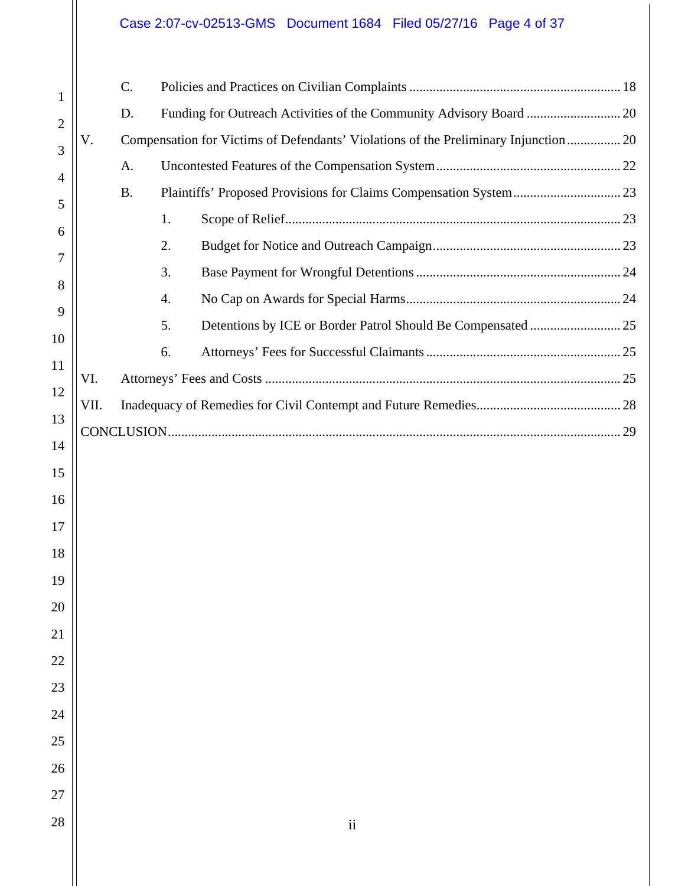C. Policies and Practices on Civilian Complaints ........ 18

D. Funding for Outreach Activities of the Community Advisory Board ........ 20

V. Compensation for Victims of Defendants' Violations of the Preliminary Injunction ........ 20

A. Uncontested Features of the Compensation System ........ 22

B. Plaintiffs' Proposed Provisions for Claims Compensation System ........ 23

1. Scope of Relief ........ 23

2. Budget for Notice and Outreach Campaign ........ 23

3. Base Payment for Wrongful Detentions ........ 24

4. No Cap on Awards for Special Harms ........ 24

5. Detentions by ICE or Border Patrol Should Be Compensated ........ 25

6. Attorneys' Fees for Successful Claimants ........ 25

VI. Attorneys' Fees and Costs ........ 25

VII. Inadequacy of Remedies for Civil Contempt and Future Remedies ........ 28

CONCLUSION ........ 29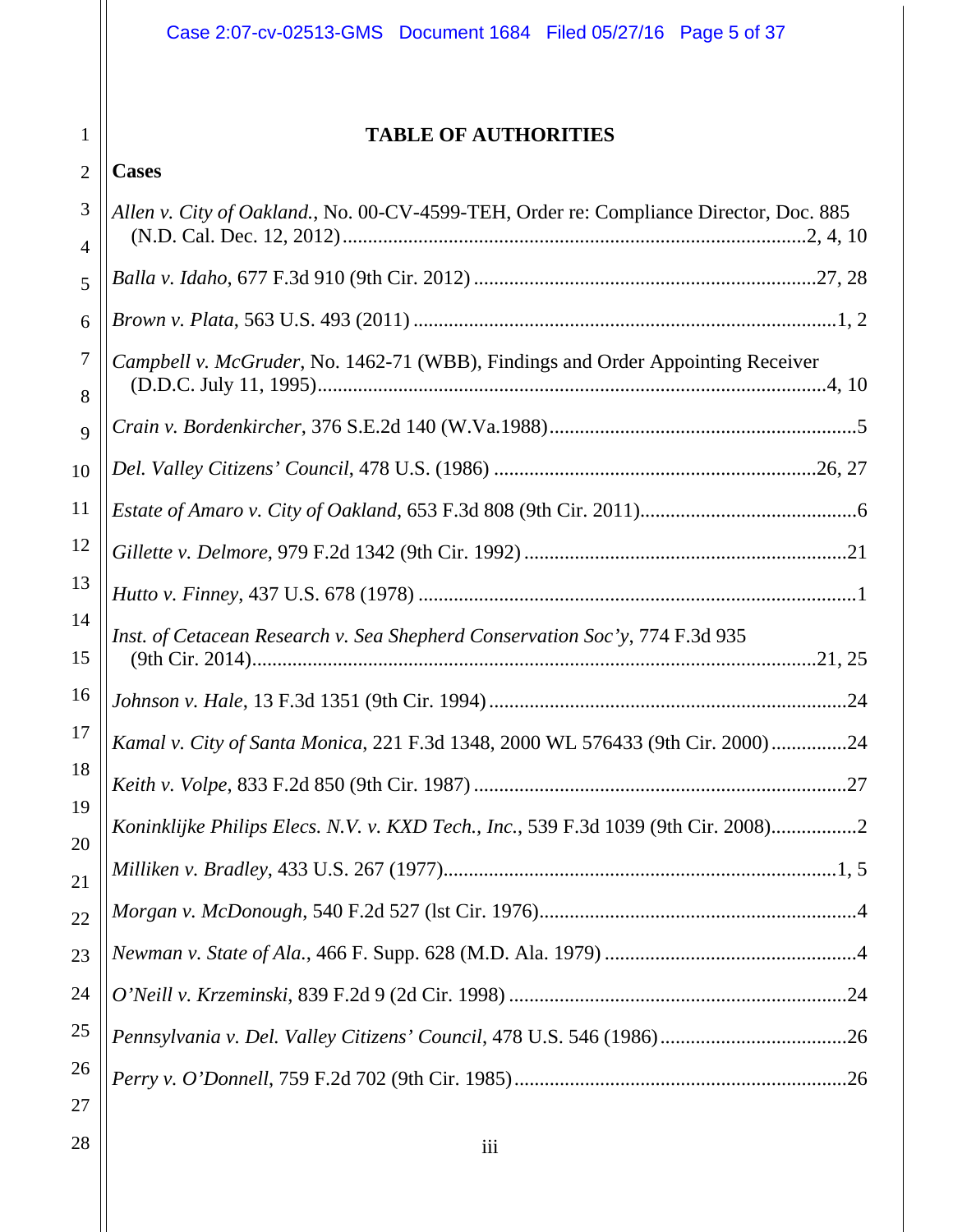# TABLE OF AUTHORITIES

## Cases

*Allen v. City of Oakland.*, No. 00-CV-4599-TEH, Order re: Compliance Director, Doc. 885 (N.D. Cal. Dec. 12, 2012)............2, 4, 10

*Balla v. Idaho*, 677 F.3d 910 (9th Cir. 2012)............27, 28

*Brown v. Plata*, 563 U.S. 493 (2011)............1, 2

*Campbell v. McGruder*, No. 1462-71 (WBB), Findings and Order Appointing Receiver (D.D.C. July 11, 1995)............4, 10

*Crain v. Bordenkircher*, 376 S.E.2d 140 (W.Va.1988)............5

*Del. Valley Citizens' Council*, 478 U.S. (1986)............26, 27

*Estate of Amaro v. City of Oakland*, 653 F.3d 808 (9th Cir. 2011)............6

*Gillette v. Delmore*, 979 F.2d 1342 (9th Cir. 1992)............21

*Hutto v. Finney*, 437 U.S. 678 (1978)............1

*Inst. of Cetacean Research v. Sea Shepherd Conservation Soc'y*, 774 F.3d 935 (9th Cir. 2014)............21, 25

*Johnson v. Hale*, 13 F.3d 1351 (9th Cir. 1994)............24

*Kamal v. City of Santa Monica*, 221 F.3d 1348, 2000 WL 576433 (9th Cir. 2000)............24

*Keith v. Volpe*, 833 F.2d 850 (9th Cir. 1987)............27

*Koninklijke Philips Elecs. N.V. v. KXD Tech., Inc.*, 539 F.3d 1039 (9th Cir. 2008)............2

*Milliken v. Bradley*, 433 U.S. 267 (1977)............1, 5

*Morgan v. McDonough*, 540 F.2d 527 (lst Cir. 1976)............4

*Newman v. State of Ala.*, 466 F. Supp. 628 (M.D. Ala. 1979)............4

*O'Neill v. Krzeminski*, 839 F.2d 9 (2d Cir. 1998)............24

*Pennsylvania v. Del. Valley Citizens' Council*, 478 U.S. 546 (1986)............26

*Perry v. O'Donnell*, 759 F.2d 702 (9th Cir. 1985)............26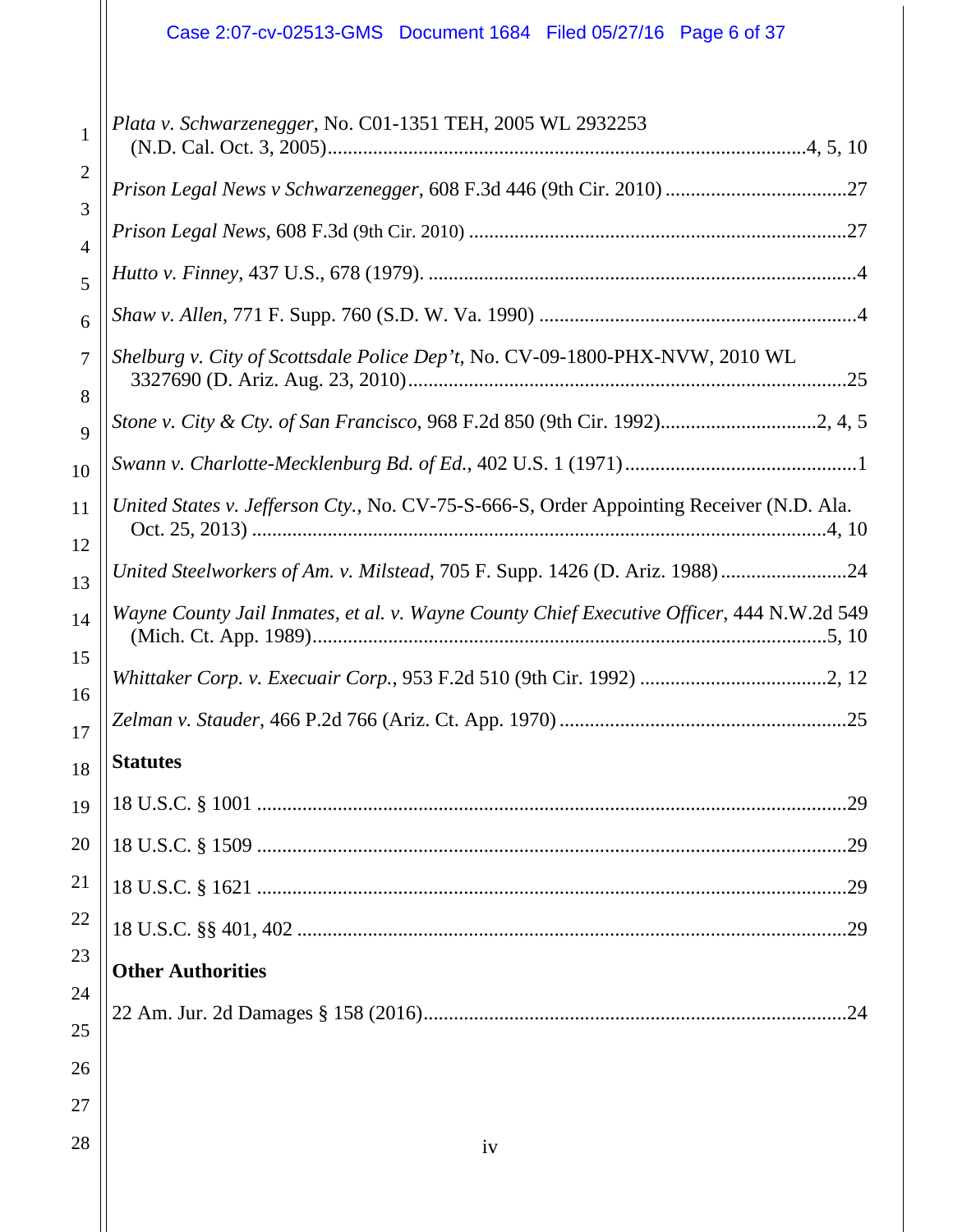*Plata v. Schwarzenegger*, No. C01-1351 TEH, 2005 WL 2932253 (N.D. Cal. Oct. 3, 2005)....................4, 5, 10

*Prison Legal News v Schwarzenegger*, 608 F.3d 446 (9th Cir. 2010) ....................27

*Prison Legal News*, 608 F.3d (9th Cir. 2010) ....................27

*Hutto v. Finney*, 437 U.S., 678 (1979). ....................4

*Shaw v. Allen*, 771 F. Supp. 760 (S.D. W. Va. 1990) ....................4

*Shelburg v. City of Scottsdale Police Dep't*, No. CV-09-1800-PHX-NVW, 2010 WL 3327690 (D. Ariz. Aug. 23, 2010)....................25

*Stone v. City & Cty. of San Francisco*, 968 F.2d 850 (9th Cir. 1992)....................2, 4, 5

*Swann v. Charlotte-Mecklenburg Bd. of Ed.*, 402 U.S. 1 (1971)....................1

*United States v. Jefferson Cty.*, No. CV-75-S-666-S, Order Appointing Receiver (N.D. Ala. Oct. 25, 2013) ....................4, 10

*United Steelworkers of Am. v. Milstead*, 705 F. Supp. 1426 (D. Ariz. 1988)....................24

*Wayne County Jail Inmates, et al. v. Wayne County Chief Executive Officer*, 444 N.W.2d 549 (Mich. Ct. App. 1989)....................5, 10

*Whittaker Corp. v. Execuair Corp.*, 953 F.2d 510 (9th Cir. 1992) ....................2, 12

*Zelman v. Stauder*, 466 P.2d 766 (Ariz. Ct. App. 1970)....................25

**Statutes**

18 U.S.C. § 1001 ....................29

18 U.S.C. § 1509 ....................29

18 U.S.C. § 1621 ....................29

18 U.S.C. §§ 401, 402 ....................29

**Other Authorities**

22 Am. Jur. 2d Damages § 158 (2016)....................24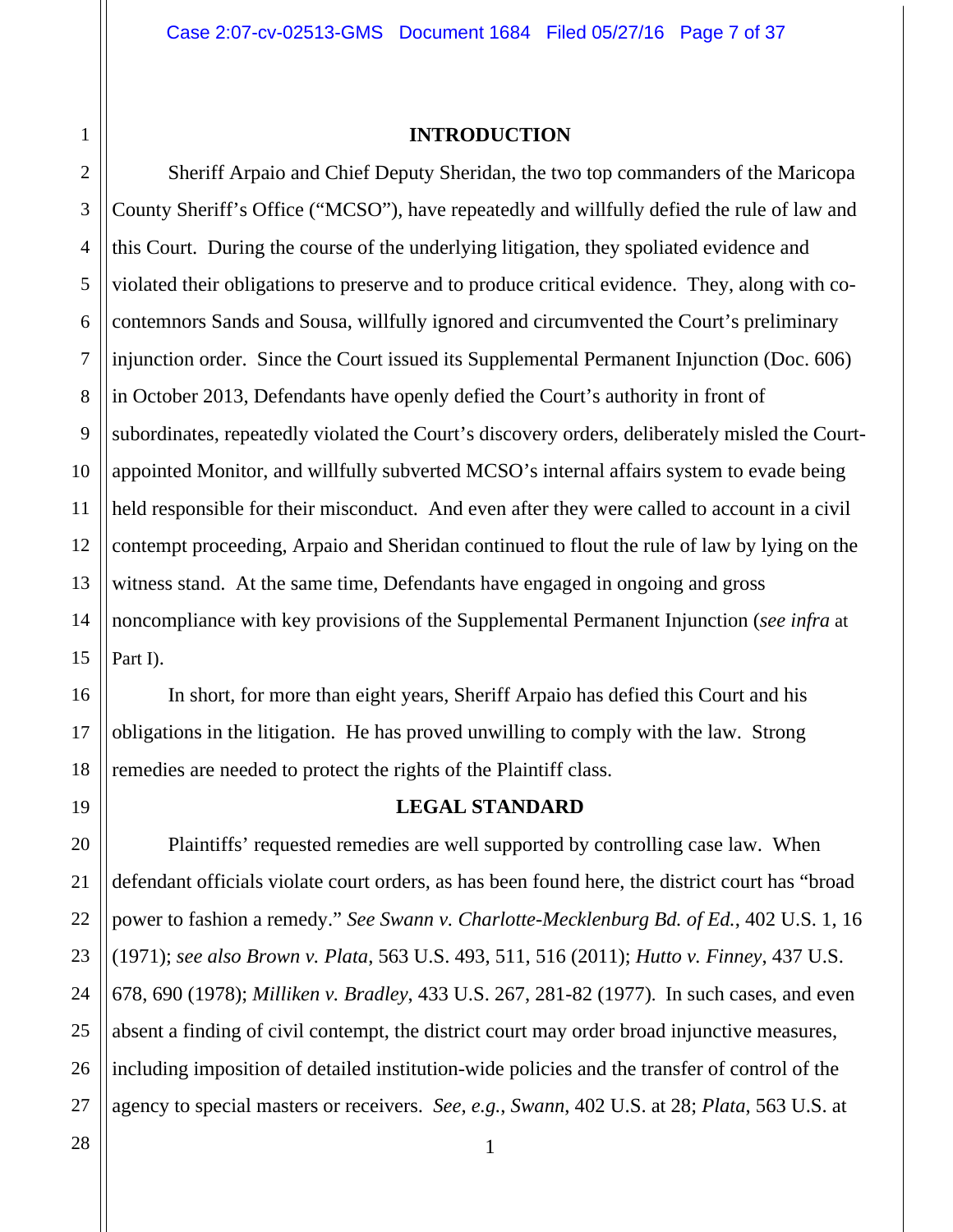## INTRODUCTION

Sheriff Arpaio and Chief Deputy Sheridan, the two top commanders of the Maricopa County Sheriff's Office ("MCSO"), have repeatedly and willfully defied the rule of law and this Court. During the course of the underlying litigation, they spoliated evidence and violated their obligations to preserve and to produce critical evidence. They, along with co-contemnors Sands and Sousa, willfully ignored and circumvented the Court's preliminary injunction order. Since the Court issued its Supplemental Permanent Injunction (Doc. 606) in October 2013, Defendants have openly defied the Court's authority in front of subordinates, repeatedly violated the Court's discovery orders, deliberately misled the Court-appointed Monitor, and willfully subverted MCSO's internal affairs system to evade being held responsible for their misconduct. And even after they were called to account in a civil contempt proceeding, Arpaio and Sheridan continued to flout the rule of law by lying on the witness stand. At the same time, Defendants have engaged in ongoing and gross noncompliance with key provisions of the Supplemental Permanent Injunction (*see infra* at Part I).

In short, for more than eight years, Sheriff Arpaio has defied this Court and his obligations in the litigation. He has proved unwilling to comply with the law. Strong remedies are needed to protect the rights of the Plaintiff class.

## LEGAL STANDARD

Plaintiffs' requested remedies are well supported by controlling case law. When defendant officials violate court orders, as has been found here, the district court has "broad power to fashion a remedy." *See Swann v. Charlotte-Mecklenburg Bd. of Ed.*, 402 U.S. 1, 16 (1971); *see also Brown v. Plata*, 563 U.S. 493, 511, 516 (2011); *Hutto v. Finney*, 437 U.S. 678, 690 (1978); *Milliken v. Bradley*, 433 U.S. 267, 281-82 (1977). In such cases, and even absent a finding of civil contempt, the district court may order broad injunctive measures, including imposition of detailed institution-wide policies and the transfer of control of the agency to special masters or receivers. *See*, *e.g.*, *Swann*, 402 U.S. at 28; *Plata*, 563 U.S. at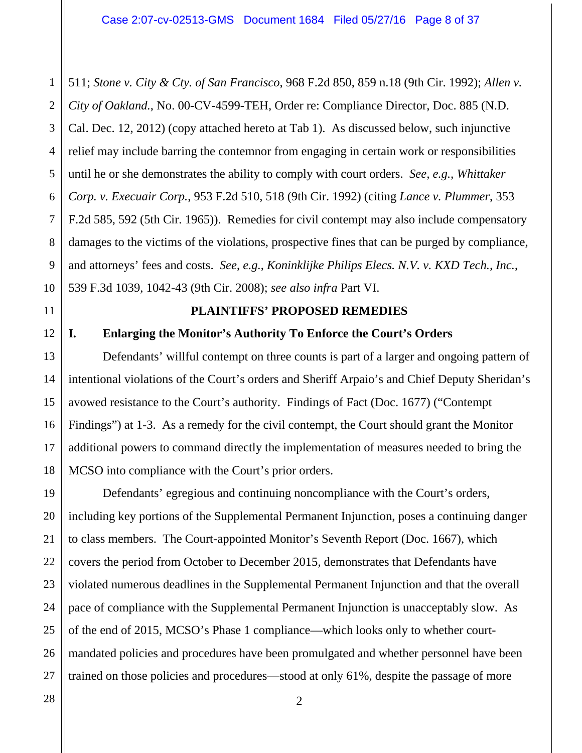511; *Stone v. City & Cty. of San Francisco*, 968 F.2d 850, 859 n.18 (9th Cir. 1992); *Allen v. City of Oakland.*, No. 00-CV-4599-TEH, Order re: Compliance Director, Doc. 885 (N.D. Cal. Dec. 12, 2012) (copy attached hereto at Tab 1). As discussed below, such injunctive relief may include barring the contemnor from engaging in certain work or responsibilities until he or she demonstrates the ability to comply with court orders. *See, e.g., Whittaker Corp. v. Execuair Corp.*, 953 F.2d 510, 518 (9th Cir. 1992) (citing *Lance v. Plummer*, 353 F.2d 585, 592 (5th Cir. 1965)). Remedies for civil contempt may also include compensatory damages to the victims of the violations, prospective fines that can be purged by compliance, and attorneys' fees and costs. *See, e.g.*, *Koninklijke Philips Elecs. N.V. v. KXD Tech., Inc.*, 539 F.3d 1039, 1042-43 (9th Cir. 2008); *see also infra* Part VI.

## PLAINTIFFS' PROPOSED REMEDIES

### I. Enlarging the Monitor's Authority To Enforce the Court's Orders

Defendants' willful contempt on three counts is part of a larger and ongoing pattern of intentional violations of the Court's orders and Sheriff Arpaio's and Chief Deputy Sheridan's avowed resistance to the Court's authority. Findings of Fact (Doc. 1677) ("Contempt Findings") at 1-3. As a remedy for the civil contempt, the Court should grant the Monitor additional powers to command directly the implementation of measures needed to bring the MCSO into compliance with the Court's prior orders.

Defendants' egregious and continuing noncompliance with the Court's orders, including key portions of the Supplemental Permanent Injunction, poses a continuing danger to class members. The Court-appointed Monitor's Seventh Report (Doc. 1667), which covers the period from October to December 2015, demonstrates that Defendants have violated numerous deadlines in the Supplemental Permanent Injunction and that the overall pace of compliance with the Supplemental Permanent Injunction is unacceptably slow. As of the end of 2015, MCSO's Phase 1 compliance—which looks only to whether court-mandated policies and procedures have been promulgated and whether personnel have been trained on those policies and procedures—stood at only 61%, despite the passage of more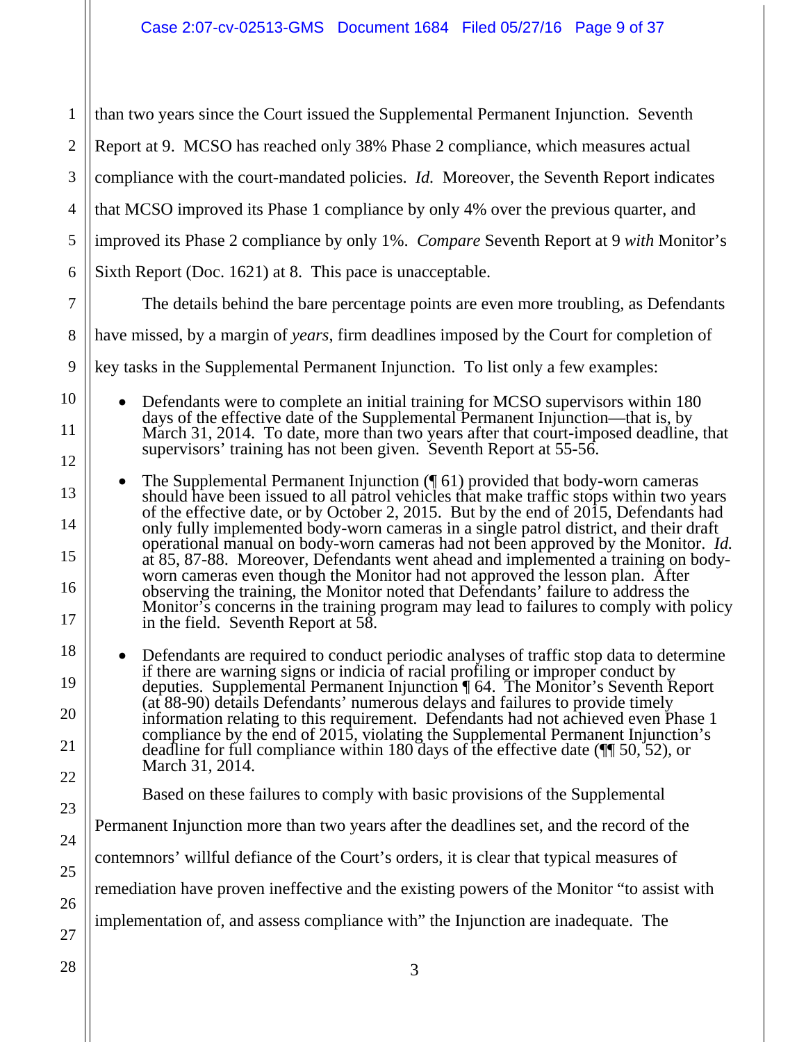than two years since the Court issued the Supplemental Permanent Injunction. Seventh Report at 9. MCSO has reached only 38% Phase 2 compliance, which measures actual compliance with the court-mandated policies. *Id.* Moreover, the Seventh Report indicates that MCSO improved its Phase 1 compliance by only 4% over the previous quarter, and improved its Phase 2 compliance by only 1%. *Compare* Seventh Report at 9 *with* Monitor's Sixth Report (Doc. 1621) at 8. This pace is unacceptable.

The details behind the bare percentage points are even more troubling, as Defendants have missed, by a margin of *years*, firm deadlines imposed by the Court for completion of key tasks in the Supplemental Permanent Injunction. To list only a few examples:

- Defendants were to complete an initial training for MCSO supervisors within 180 days of the effective date of the Supplemental Permanent Injunction—that is, by March 31, 2014. To date, more than two years after that court-imposed deadline, that supervisors' training has not been given. Seventh Report at 55-56.

- The Supplemental Permanent Injunction (¶ 61) provided that body-worn cameras should have been issued to all patrol vehicles that make traffic stops within two years of the effective date, or by October 2, 2015. But by the end of 2015, Defendants had only fully implemented body-worn cameras in a single patrol district, and their draft operational manual on body-worn cameras had not been approved by the Monitor. *Id.* at 85, 87-88. Moreover, Defendants went ahead and implemented a training on body-worn cameras even though the Monitor had not approved the lesson plan. After observing the training, the Monitor noted that Defendants' failure to address the Monitor's concerns in the training program may lead to failures to comply with policy in the field. Seventh Report at 58.

- Defendants are required to conduct periodic analyses of traffic stop data to determine if there are warning signs or indicia of racial profiling or improper conduct by deputies. Supplemental Permanent Injunction ¶ 64. The Monitor's Seventh Report (at 88-90) details Defendants' numerous delays and failures to provide timely information relating to this requirement. Defendants had not achieved even Phase 1 compliance by the end of 2015, violating the Supplemental Permanent Injunction's deadline for full compliance within 180 days of the effective date (¶¶ 50, 52), or March 31, 2014.

Based on these failures to comply with basic provisions of the Supplemental Permanent Injunction more than two years after the deadlines set, and the record of the contemnors' willful defiance of the Court's orders, it is clear that typical measures of remediation have proven ineffective and the existing powers of the Monitor "to assist with implementation of, and assess compliance with" the Injunction are inadequate. The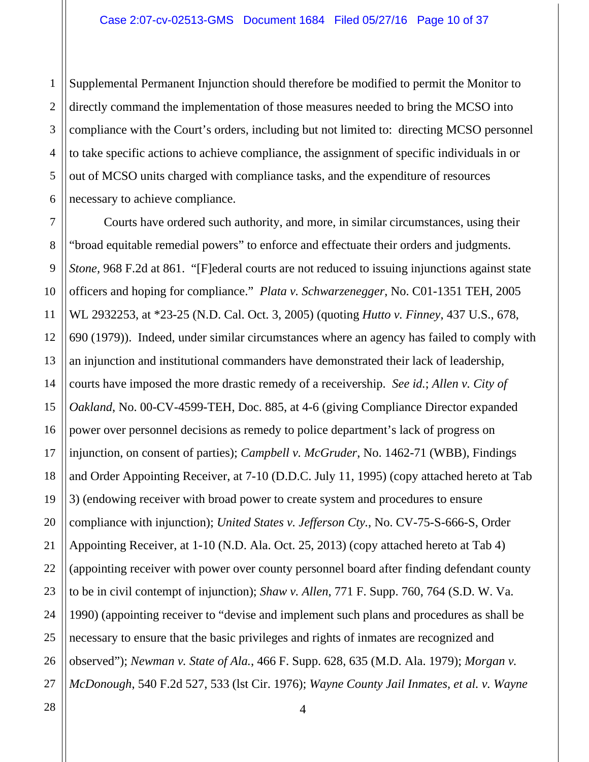Supplemental Permanent Injunction should therefore be modified to permit the Monitor to directly command the implementation of those measures needed to bring the MCSO into compliance with the Court's orders, including but not limited to: directing MCSO personnel to take specific actions to achieve compliance, the assignment of specific individuals in or out of MCSO units charged with compliance tasks, and the expenditure of resources necessary to achieve compliance.

Courts have ordered such authority, and more, in similar circumstances, using their "broad equitable remedial powers" to enforce and effectuate their orders and judgments. *Stone*, 968 F.2d at 861. "[F]ederal courts are not reduced to issuing injunctions against state officers and hoping for compliance." *Plata v. Schwarzenegger*, No. C01-1351 TEH, 2005 WL 2932253, at *23-25 (N.D. Cal. Oct. 3, 2005) (quoting *Hutto v. Finney*, 437 U.S., 678, 690 (1979)). Indeed, under similar circumstances where an agency has failed to comply with an injunction and institutional commanders have demonstrated their lack of leadership, courts have imposed the more drastic remedy of a receivership. *See id.*; *Allen v. City of Oakland*, No. 00-CV-4599-TEH, Doc. 885, at 4-6 (giving Compliance Director expanded power over personnel decisions as remedy to police department's lack of progress on injunction, on consent of parties); *Campbell v. McGruder*, No. 1462-71 (WBB), Findings and Order Appointing Receiver, at 7-10 (D.D.C. July 11, 1995) (copy attached hereto at Tab 3) (endowing receiver with broad power to create system and procedures to ensure compliance with injunction); *United States v. Jefferson Cty.*, No. CV-75-S-666-S, Order Appointing Receiver, at 1-10 (N.D. Ala. Oct. 25, 2013) (copy attached hereto at Tab 4) (appointing receiver with power over county personnel board after finding defendant county to be in civil contempt of injunction); *Shaw v. Allen*, 771 F. Supp. 760, 764 (S.D. W. Va. 1990) (appointing receiver to "devise and implement such plans and procedures as shall be necessary to ensure that the basic privileges and rights of inmates are recognized and observed"); *Newman v. State of Ala.*, 466 F. Supp. 628, 635 (M.D. Ala. 1979); *Morgan v. McDonough*, 540 F.2d 527, 533 (lst Cir. 1976); *Wayne County Jail Inmates, et al. v. Wayne*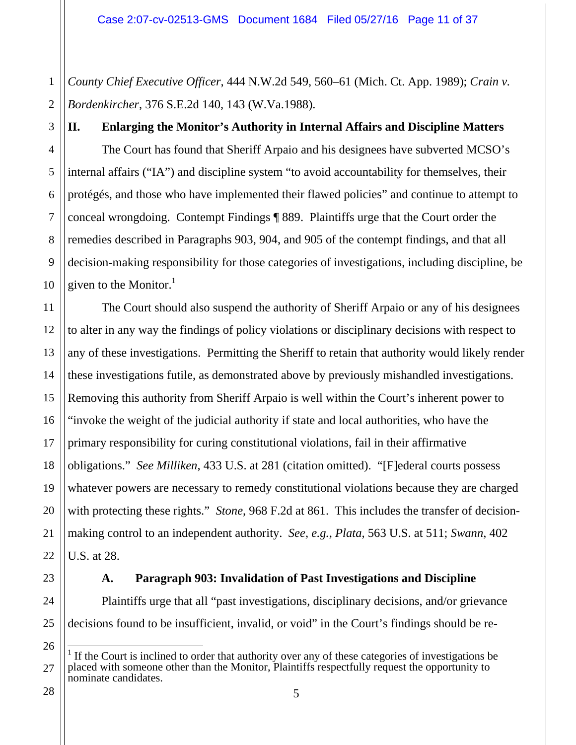*County Chief Executive Officer*, 444 N.W.2d 549, 560–61 (Mich. Ct. App. 1989); *Crain v. Bordenkircher*, 376 S.E.2d 140, 143 (W.Va.1988).

## II. Enlarging the Monitor's Authority in Internal Affairs and Discipline Matters

The Court has found that Sheriff Arpaio and his designees have subverted MCSO's internal affairs ("IA") and discipline system "to avoid accountability for themselves, their protégés, and those who have implemented their flawed policies" and continue to attempt to conceal wrongdoing. Contempt Findings ¶ 889. Plaintiffs urge that the Court order the remedies described in Paragraphs 903, 904, and 905 of the contempt findings, and that all decision-making responsibility for those categories of investigations, including discipline, be given to the Monitor.[1]

The Court should also suspend the authority of Sheriff Arpaio or any of his designees to alter in any way the findings of policy violations or disciplinary decisions with respect to any of these investigations. Permitting the Sheriff to retain that authority would likely render these investigations futile, as demonstrated above by previously mishandled investigations. Removing this authority from Sheriff Arpaio is well within the Court's inherent power to "invoke the weight of the judicial authority if state and local authorities, who have the primary responsibility for curing constitutional violations, fail in their affirmative obligations." *See Milliken*, 433 U.S. at 281 (citation omitted). "[F]ederal courts possess whatever powers are necessary to remedy constitutional violations because they are charged with protecting these rights." *Stone*, 968 F.2d at 861. This includes the transfer of decision-making control to an independent authority. *See, e.g.*, *Plata*, 563 U.S. at 511; *Swann*, 402 U.S. at 28.

### A. Paragraph 903: Invalidation of Past Investigations and Discipline

Plaintiffs urge that all "past investigations, disciplinary decisions, and/or grievance decisions found to be insufficient, invalid, or void" in the Court's findings should be re-

---

[1] If the Court is inclined to order that authority over any of these categories of investigations be placed with someone other than the Monitor, Plaintiffs respectfully request the opportunity to nominate candidates.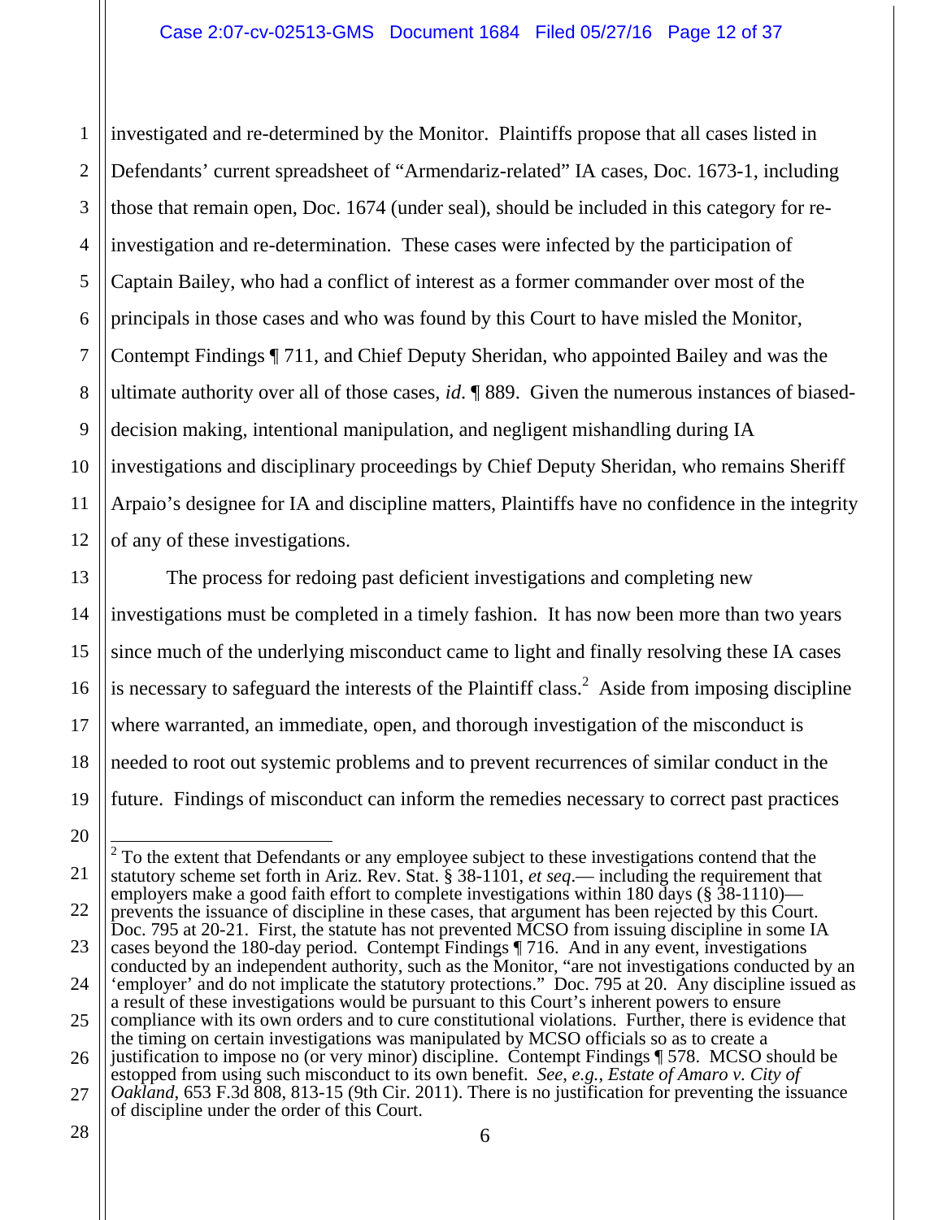investigated and re-determined by the Monitor. Plaintiffs propose that all cases listed in Defendants' current spreadsheet of "Armendariz-related" IA cases, Doc. 1673-1, including those that remain open, Doc. 1674 (under seal), should be included in this category for re-investigation and re-determination. These cases were infected by the participation of Captain Bailey, who had a conflict of interest as a former commander over most of the principals in those cases and who was found by this Court to have misled the Monitor, Contempt Findings ¶ 711, and Chief Deputy Sheridan, who appointed Bailey and was the ultimate authority over all of those cases, *id*. ¶ 889. Given the numerous instances of biased-decision making, intentional manipulation, and negligent mishandling during IA investigations and disciplinary proceedings by Chief Deputy Sheridan, who remains Sheriff Arpaio's designee for IA and discipline matters, Plaintiffs have no confidence in the integrity of any of these investigations.

The process for redoing past deficient investigations and completing new investigations must be completed in a timely fashion. It has now been more than two years since much of the underlying misconduct came to light and finally resolving these IA cases is necessary to safeguard the interests of the Plaintiff class.[2] Aside from imposing discipline where warranted, an immediate, open, and thorough investigation of the misconduct is needed to root out systemic problems and to prevent recurrences of similar conduct in the future. Findings of misconduct can inform the remedies necessary to correct past practices

---

[2] To the extent that Defendants or any employee subject to these investigations contend that the statutory scheme set forth in Ariz. Rev. Stat. § 38-1101, *et seq*.— including the requirement that employers make a good faith effort to complete investigations within 180 days (§ 38-1110)— prevents the issuance of discipline in these cases, that argument has been rejected by this Court. Doc. 795 at 20-21. First, the statute has not prevented MCSO from issuing discipline in some IA cases beyond the 180-day period. Contempt Findings ¶ 716. And in any event, investigations conducted by an independent authority, such as the Monitor, "are not investigations conducted by an 'employer' and do not implicate the statutory protections." Doc. 795 at 20. Any discipline issued as a result of these investigations would be pursuant to this Court's inherent powers to ensure compliance with its own orders and to cure constitutional violations. Further, there is evidence that the timing on certain investigations was manipulated by MCSO officials so as to create a justification to impose no (or very minor) discipline. Contempt Findings ¶ 578. MCSO should be estopped from using such misconduct to its own benefit. *See, e.g.*, *Estate of Amaro v. City of Oakland*, 653 F.3d 808, 813-15 (9th Cir. 2011). There is no justification for preventing the issuance of discipline under the order of this Court.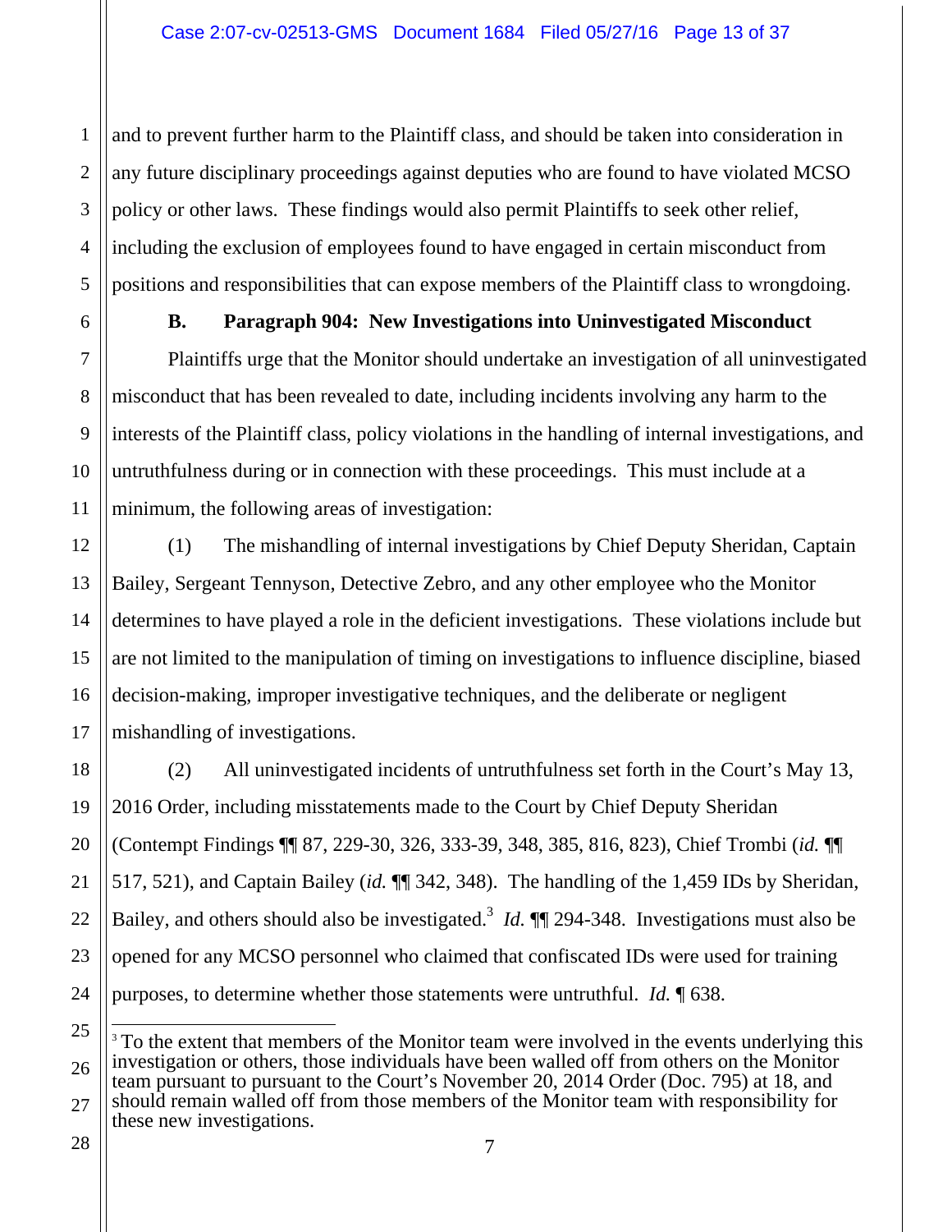and to prevent further harm to the Plaintiff class, and should be taken into consideration in any future disciplinary proceedings against deputies who are found to have violated MCSO policy or other laws. These findings would also permit Plaintiffs to seek other relief, including the exclusion of employees found to have engaged in certain misconduct from positions and responsibilities that can expose members of the Plaintiff class to wrongdoing.

**B. Paragraph 904: New Investigations into Uninvestigated Misconduct**

Plaintiffs urge that the Monitor should undertake an investigation of all uninvestigated misconduct that has been revealed to date, including incidents involving any harm to the interests of the Plaintiff class, policy violations in the handling of internal investigations, and untruthfulness during or in connection with these proceedings. This must include at a minimum, the following areas of investigation:

(1) The mishandling of internal investigations by Chief Deputy Sheridan, Captain Bailey, Sergeant Tennyson, Detective Zebro, and any other employee who the Monitor determines to have played a role in the deficient investigations. These violations include but are not limited to the manipulation of timing on investigations to influence discipline, biased decision-making, improper investigative techniques, and the deliberate or negligent mishandling of investigations.

(2) All uninvestigated incidents of untruthfulness set forth in the Court's May 13, 2016 Order, including misstatements made to the Court by Chief Deputy Sheridan (Contempt Findings ¶¶ 87, 229-30, 326, 333-39, 348, 385, 816, 823), Chief Trombi (*id.* ¶¶ 517, 521), and Captain Bailey (*id.* ¶¶ 342, 348). The handling of the 1,459 IDs by Sheridan, Bailey, and others should also be investigated.[3] *Id.* ¶¶ 294-348. Investigations must also be opened for any MCSO personnel who claimed that confiscated IDs were used for training purposes, to determine whether those statements were untruthful. *Id.* ¶ 638.

---

[3] To the extent that members of the Monitor team were involved in the events underlying this investigation or others, those individuals have been walled off from others on the Monitor team pursuant to pursuant to the Court's November 20, 2014 Order (Doc. 795) at 18, and should remain walled off from those members of the Monitor team with responsibility for these new investigations.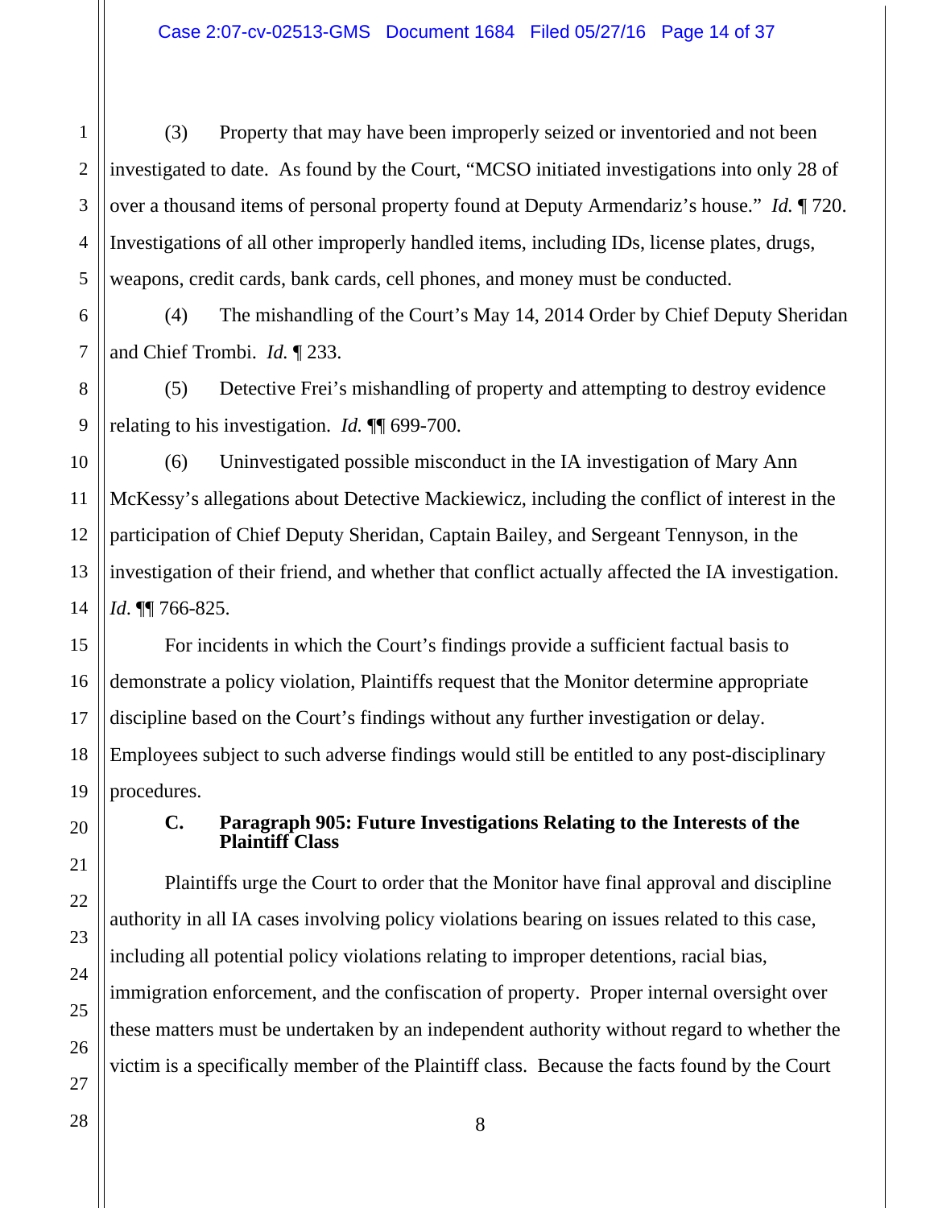(3) Property that may have been improperly seized or inventoried and not been investigated to date. As found by the Court, "MCSO initiated investigations into only 28 of over a thousand items of personal property found at Deputy Armendariz's house." *Id.* ¶ 720. Investigations of all other improperly handled items, including IDs, license plates, drugs, weapons, credit cards, bank cards, cell phones, and money must be conducted.

(4) The mishandling of the Court's May 14, 2014 Order by Chief Deputy Sheridan and Chief Trombi. *Id.* ¶ 233.

(5) Detective Frei's mishandling of property and attempting to destroy evidence relating to his investigation. *Id.* ¶¶ 699-700.

(6) Uninvestigated possible misconduct in the IA investigation of Mary Ann McKessy's allegations about Detective Mackiewicz, including the conflict of interest in the participation of Chief Deputy Sheridan, Captain Bailey, and Sergeant Tennyson, in the investigation of their friend, and whether that conflict actually affected the IA investigation. *Id*. ¶¶ 766-825.

For incidents in which the Court's findings provide a sufficient factual basis to demonstrate a policy violation, Plaintiffs request that the Monitor determine appropriate discipline based on the Court's findings without any further investigation or delay. Employees subject to such adverse findings would still be entitled to any post-disciplinary procedures.

### C. Paragraph 905: Future Investigations Relating to the Interests of the Plaintiff Class

Plaintiffs urge the Court to order that the Monitor have final approval and discipline authority in all IA cases involving policy violations bearing on issues related to this case, including all potential policy violations relating to improper detentions, racial bias, immigration enforcement, and the confiscation of property. Proper internal oversight over these matters must be undertaken by an independent authority without regard to whether the victim is a specifically member of the Plaintiff class. Because the facts found by the Court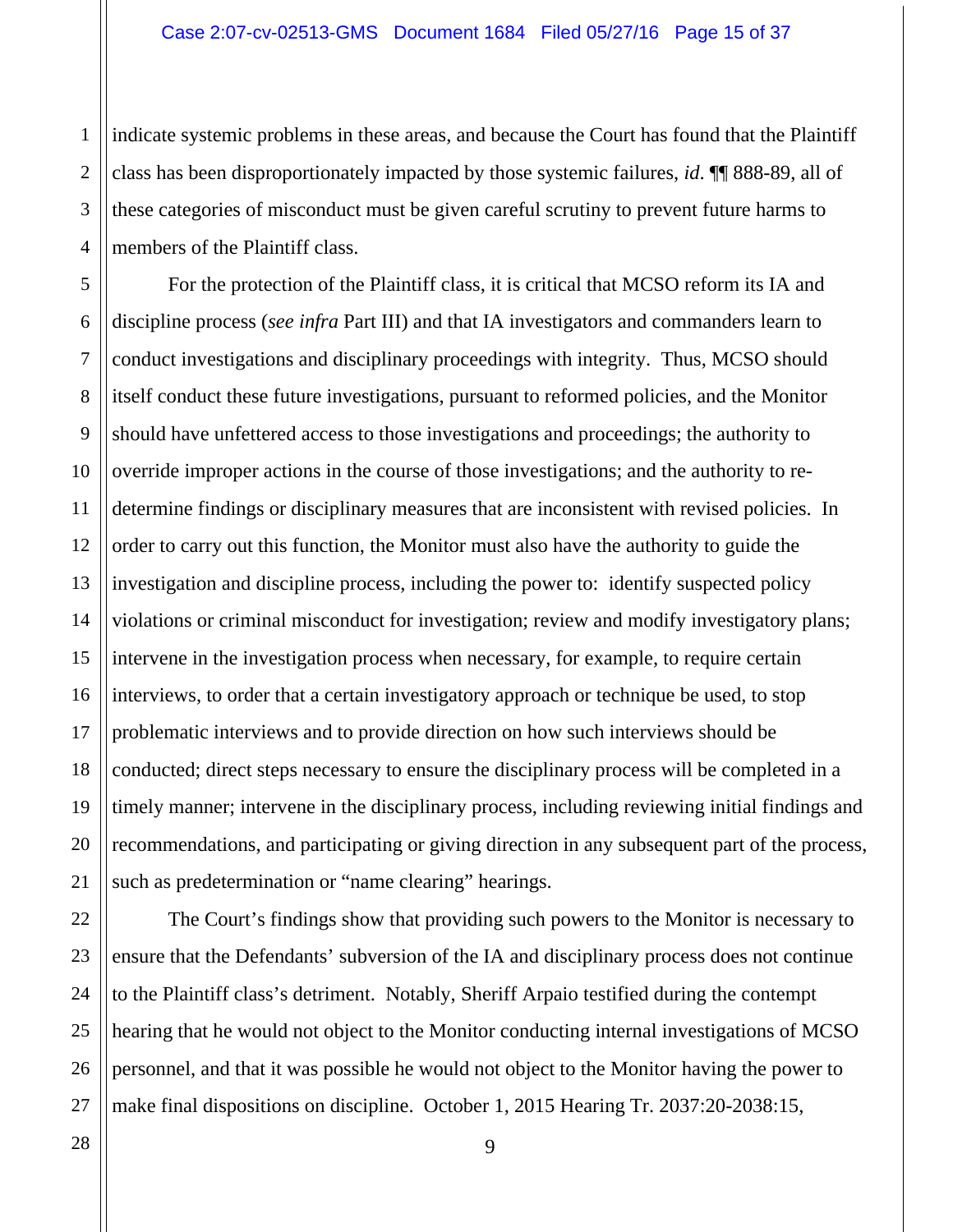indicate systemic problems in these areas, and because the Court has found that the Plaintiff class has been disproportionately impacted by those systemic failures, *id*. ¶¶ 888-89, all of these categories of misconduct must be given careful scrutiny to prevent future harms to members of the Plaintiff class.

For the protection of the Plaintiff class, it is critical that MCSO reform its IA and discipline process (*see infra* Part III) and that IA investigators and commanders learn to conduct investigations and disciplinary proceedings with integrity. Thus, MCSO should itself conduct these future investigations, pursuant to reformed policies, and the Monitor should have unfettered access to those investigations and proceedings; the authority to override improper actions in the course of those investigations; and the authority to re-determine findings or disciplinary measures that are inconsistent with revised policies. In order to carry out this function, the Monitor must also have the authority to guide the investigation and discipline process, including the power to: identify suspected policy violations or criminal misconduct for investigation; review and modify investigatory plans; intervene in the investigation process when necessary, for example, to require certain interviews, to order that a certain investigatory approach or technique be used, to stop problematic interviews and to provide direction on how such interviews should be conducted; direct steps necessary to ensure the disciplinary process will be completed in a timely manner; intervene in the disciplinary process, including reviewing initial findings and recommendations, and participating or giving direction in any subsequent part of the process, such as predetermination or "name clearing" hearings.

The Court's findings show that providing such powers to the Monitor is necessary to ensure that the Defendants' subversion of the IA and disciplinary process does not continue to the Plaintiff class's detriment. Notably, Sheriff Arpaio testified during the contempt hearing that he would not object to the Monitor conducting internal investigations of MCSO personnel, and that it was possible he would not object to the Monitor having the power to make final dispositions on discipline. October 1, 2015 Hearing Tr. 2037:20-2038:15,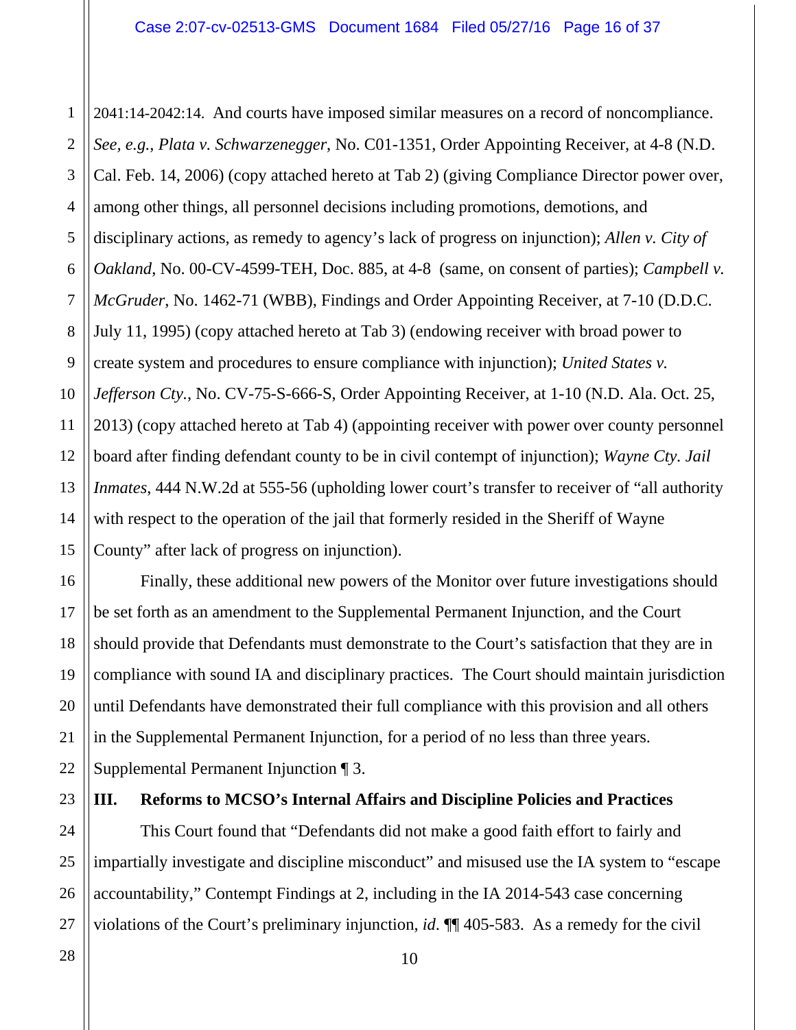2041:14-2042:14. And courts have imposed similar measures on a record of noncompliance. *See, e.g.*, *Plata v. Schwarzenegger*, No. C01-1351, Order Appointing Receiver, at 4-8 (N.D. Cal. Feb. 14, 2006) (copy attached hereto at Tab 2) (giving Compliance Director power over, among other things, all personnel decisions including promotions, demotions, and disciplinary actions, as remedy to agency's lack of progress on injunction); *Allen v. City of Oakland*, No. 00-CV-4599-TEH, Doc. 885, at 4-8 (same, on consent of parties); *Campbell v. McGruder*, No. 1462-71 (WBB), Findings and Order Appointing Receiver, at 7-10 (D.D.C. July 11, 1995) (copy attached hereto at Tab 3) (endowing receiver with broad power to create system and procedures to ensure compliance with injunction); *United States v. Jefferson Cty.*, No. CV-75-S-666-S, Order Appointing Receiver, at 1-10 (N.D. Ala. Oct. 25, 2013) (copy attached hereto at Tab 4) (appointing receiver with power over county personnel board after finding defendant county to be in civil contempt of injunction); *Wayne Cty. Jail Inmates*, 444 N.W.2d at 555-56 (upholding lower court's transfer to receiver of "all authority with respect to the operation of the jail that formerly resided in the Sheriff of Wayne County" after lack of progress on injunction).

Finally, these additional new powers of the Monitor over future investigations should be set forth as an amendment to the Supplemental Permanent Injunction, and the Court should provide that Defendants must demonstrate to the Court's satisfaction that they are in compliance with sound IA and disciplinary practices. The Court should maintain jurisdiction until Defendants have demonstrated their full compliance with this provision and all others in the Supplemental Permanent Injunction, for a period of no less than three years. Supplemental Permanent Injunction ¶ 3.

## III. Reforms to MCSO's Internal Affairs and Discipline Policies and Practices

This Court found that "Defendants did not make a good faith effort to fairly and impartially investigate and discipline misconduct" and misused use the IA system to "escape accountability," Contempt Findings at 2, including in the IA 2014-543 case concerning violations of the Court's preliminary injunction, *id.* ¶¶ 405-583. As a remedy for the civil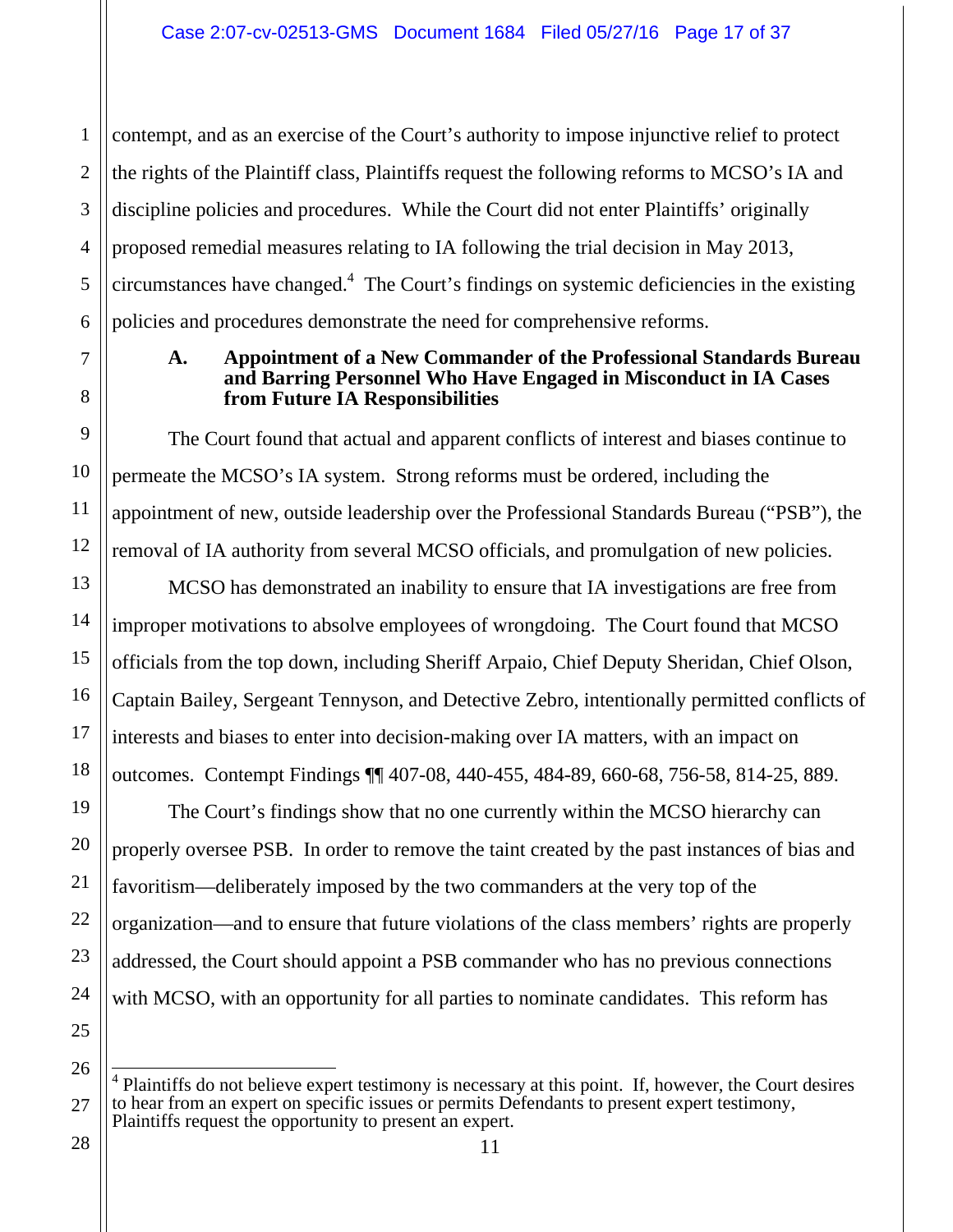contempt, and as an exercise of the Court's authority to impose injunctive relief to protect the rights of the Plaintiff class, Plaintiffs request the following reforms to MCSO's IA and discipline policies and procedures. While the Court did not enter Plaintiffs' originally proposed remedial measures relating to IA following the trial decision in May 2013, circumstances have changed.[4] The Court's findings on systemic deficiencies in the existing policies and procedures demonstrate the need for comprehensive reforms.

### A. Appointment of a New Commander of the Professional Standards Bureau and Barring Personnel Who Have Engaged in Misconduct in IA Cases from Future IA Responsibilities

The Court found that actual and apparent conflicts of interest and biases continue to permeate the MCSO's IA system. Strong reforms must be ordered, including the appointment of new, outside leadership over the Professional Standards Bureau ("PSB"), the removal of IA authority from several MCSO officials, and promulgation of new policies.

MCSO has demonstrated an inability to ensure that IA investigations are free from improper motivations to absolve employees of wrongdoing. The Court found that MCSO officials from the top down, including Sheriff Arpaio, Chief Deputy Sheridan, Chief Olson, Captain Bailey, Sergeant Tennyson, and Detective Zebro, intentionally permitted conflicts of interests and biases to enter into decision-making over IA matters, with an impact on outcomes. Contempt Findings ¶¶ 407-08, 440-455, 484-89, 660-68, 756-58, 814-25, 889.

The Court's findings show that no one currently within the MCSO hierarchy can properly oversee PSB. In order to remove the taint created by the past instances of bias and favoritism—deliberately imposed by the two commanders at the very top of the organization—and to ensure that future violations of the class members' rights are properly addressed, the Court should appoint a PSB commander who has no previous connections with MCSO, with an opportunity for all parties to nominate candidates. This reform has

---

[4] Plaintiffs do not believe expert testimony is necessary at this point. If, however, the Court desires to hear from an expert on specific issues or permits Defendants to present expert testimony, Plaintiffs request the opportunity to present an expert.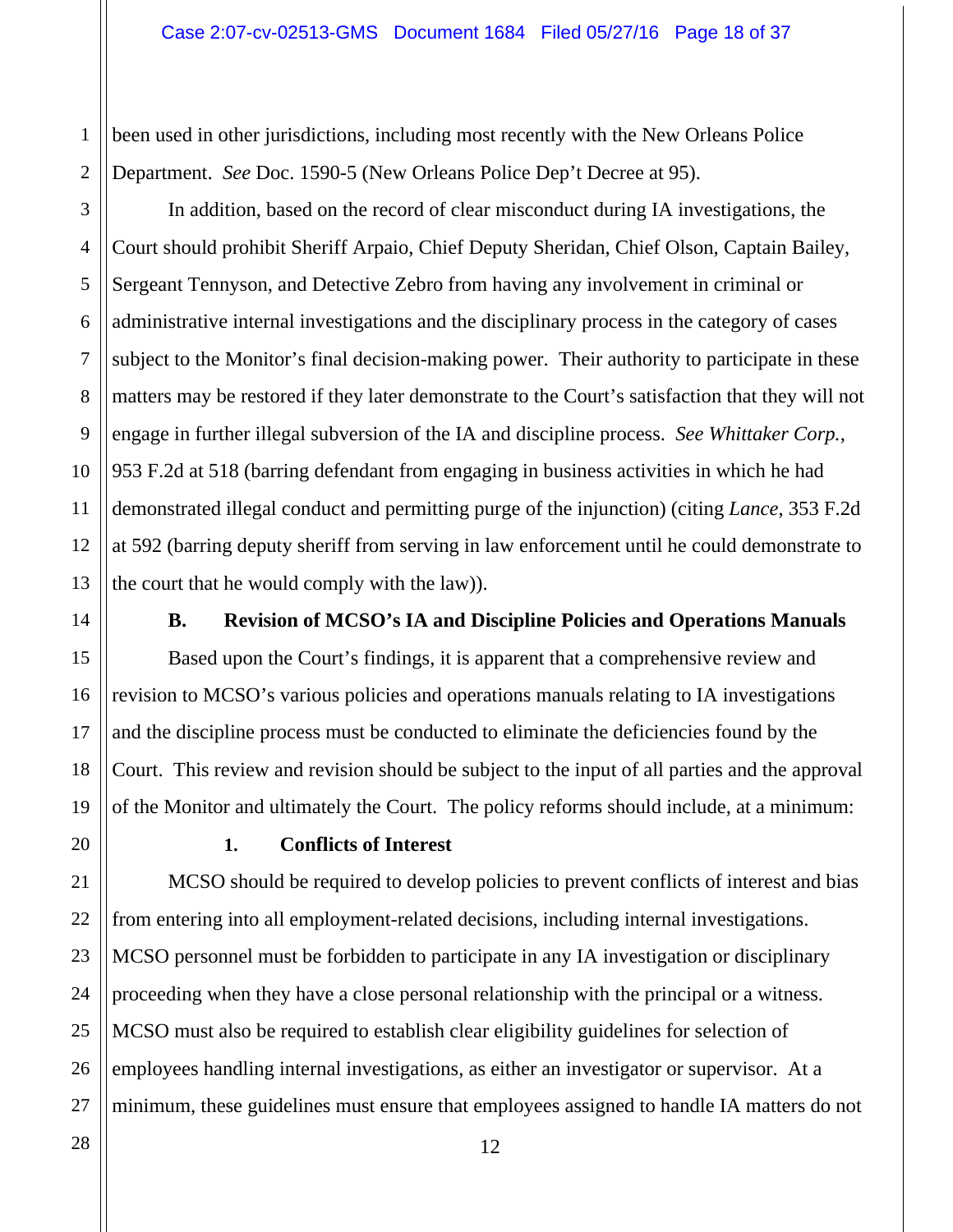been used in other jurisdictions, including most recently with the New Orleans Police Department. *See* Doc. 1590-5 (New Orleans Police Dep't Decree at 95).

In addition, based on the record of clear misconduct during IA investigations, the Court should prohibit Sheriff Arpaio, Chief Deputy Sheridan, Chief Olson, Captain Bailey, Sergeant Tennyson, and Detective Zebro from having any involvement in criminal or administrative internal investigations and the disciplinary process in the category of cases subject to the Monitor's final decision-making power. Their authority to participate in these matters may be restored if they later demonstrate to the Court's satisfaction that they will not engage in further illegal subversion of the IA and discipline process. *See Whittaker Corp.*, 953 F.2d at 518 (barring defendant from engaging in business activities in which he had demonstrated illegal conduct and permitting purge of the injunction) (citing *Lance*, 353 F.2d at 592 (barring deputy sheriff from serving in law enforcement until he could demonstrate to the court that he would comply with the law)).

### B. Revision of MCSO's IA and Discipline Policies and Operations Manuals

Based upon the Court's findings, it is apparent that a comprehensive review and revision to MCSO's various policies and operations manuals relating to IA investigations and the discipline process must be conducted to eliminate the deficiencies found by the Court. This review and revision should be subject to the input of all parties and the approval of the Monitor and ultimately the Court. The policy reforms should include, at a minimum:

#### 1. Conflicts of Interest

MCSO should be required to develop policies to prevent conflicts of interest and bias from entering into all employment-related decisions, including internal investigations. MCSO personnel must be forbidden to participate in any IA investigation or disciplinary proceeding when they have a close personal relationship with the principal or a witness. MCSO must also be required to establish clear eligibility guidelines for selection of employees handling internal investigations, as either an investigator or supervisor. At a minimum, these guidelines must ensure that employees assigned to handle IA matters do not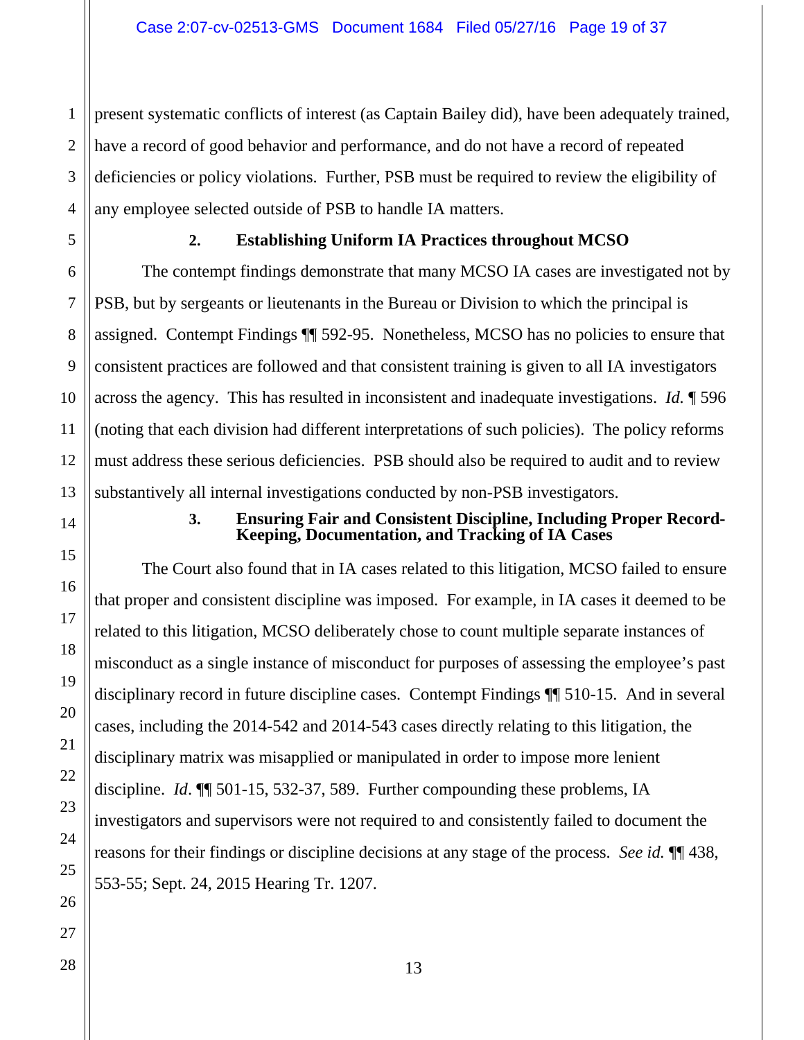present systematic conflicts of interest (as Captain Bailey did), have been adequately trained, have a record of good behavior and performance, and do not have a record of repeated deficiencies or policy violations. Further, PSB must be required to review the eligibility of any employee selected outside of PSB to handle IA matters.

### 2. Establishing Uniform IA Practices throughout MCSO

The contempt findings demonstrate that many MCSO IA cases are investigated not by PSB, but by sergeants or lieutenants in the Bureau or Division to which the principal is assigned. Contempt Findings ¶¶ 592-95. Nonetheless, MCSO has no policies to ensure that consistent practices are followed and that consistent training is given to all IA investigators across the agency. This has resulted in inconsistent and inadequate investigations. *Id.* ¶ 596 (noting that each division had different interpretations of such policies). The policy reforms must address these serious deficiencies. PSB should also be required to audit and to review substantively all internal investigations conducted by non-PSB investigators.

### 3. Ensuring Fair and Consistent Discipline, Including Proper Record-Keeping, Documentation, and Tracking of IA Cases

The Court also found that in IA cases related to this litigation, MCSO failed to ensure that proper and consistent discipline was imposed. For example, in IA cases it deemed to be related to this litigation, MCSO deliberately chose to count multiple separate instances of misconduct as a single instance of misconduct for purposes of assessing the employee's past disciplinary record in future discipline cases. Contempt Findings ¶¶ 510-15. And in several cases, including the 2014-542 and 2014-543 cases directly relating to this litigation, the disciplinary matrix was misapplied or manipulated in order to impose more lenient discipline. *Id*. ¶¶ 501-15, 532-37, 589. Further compounding these problems, IA investigators and supervisors were not required to and consistently failed to document the reasons for their findings or discipline decisions at any stage of the process. *See id.* ¶¶ 438, 553-55; Sept. 24, 2015 Hearing Tr. 1207.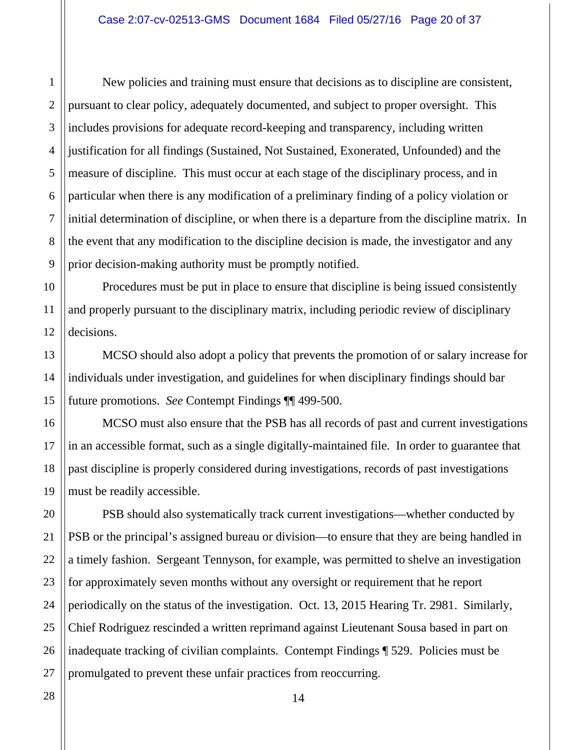New policies and training must ensure that decisions as to discipline are consistent, pursuant to clear policy, adequately documented, and subject to proper oversight. This includes provisions for adequate record-keeping and transparency, including written justification for all findings (Sustained, Not Sustained, Exonerated, Unfounded) and the measure of discipline. This must occur at each stage of the disciplinary process, and in particular when there is any modification of a preliminary finding of a policy violation or initial determination of discipline, or when there is a departure from the discipline matrix. In the event that any modification to the discipline decision is made, the investigator and any prior decision-making authority must be promptly notified.

Procedures must be put in place to ensure that discipline is being issued consistently and properly pursuant to the disciplinary matrix, including periodic review of disciplinary decisions.

MCSO should also adopt a policy that prevents the promotion of or salary increase for individuals under investigation, and guidelines for when disciplinary findings should bar future promotions. *See* Contempt Findings ¶¶ 499-500.

MCSO must also ensure that the PSB has all records of past and current investigations in an accessible format, such as a single digitally-maintained file. In order to guarantee that past discipline is properly considered during investigations, records of past investigations must be readily accessible.

PSB should also systematically track current investigations—whether conducted by PSB or the principal's assigned bureau or division—to ensure that they are being handled in a timely fashion. Sergeant Tennyson, for example, was permitted to shelve an investigation for approximately seven months without any oversight or requirement that he report periodically on the status of the investigation. Oct. 13, 2015 Hearing Tr. 2981. Similarly, Chief Rodriguez rescinded a written reprimand against Lieutenant Sousa based in part on inadequate tracking of civilian complaints. Contempt Findings ¶ 529. Policies must be promulgated to prevent these unfair practices from reoccurring.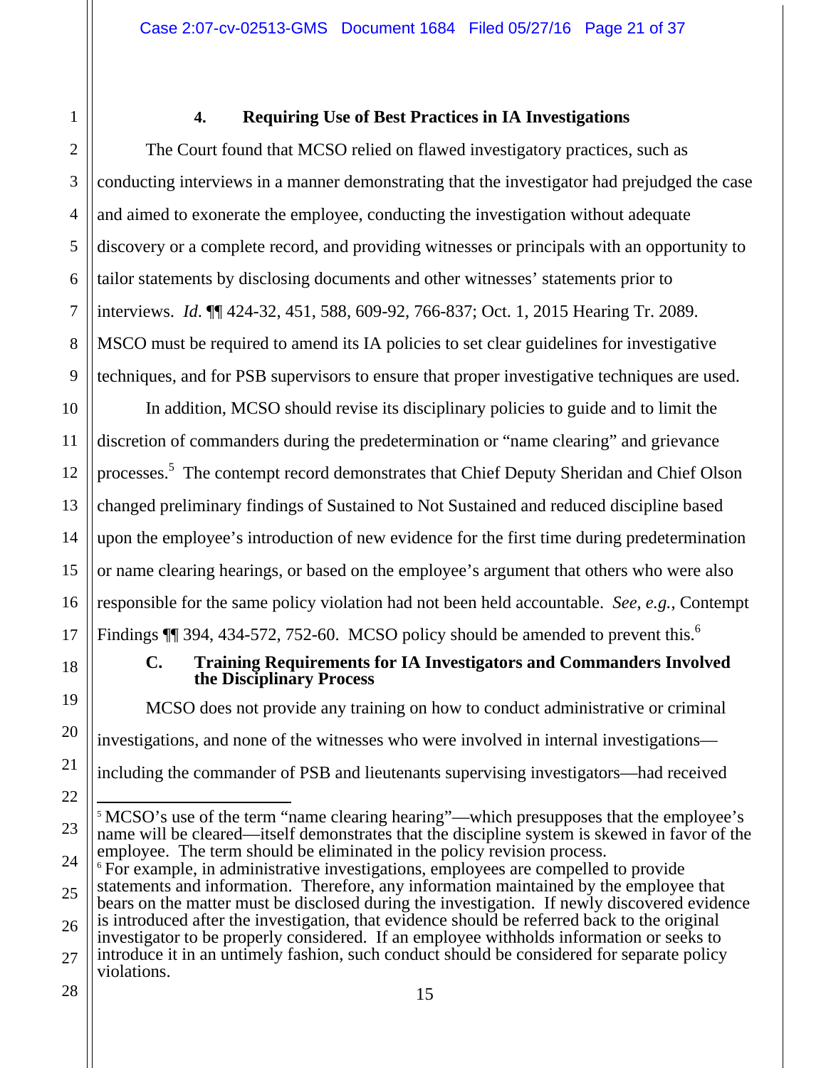### 4. Requiring Use of Best Practices in IA Investigations

The Court found that MCSO relied on flawed investigatory practices, such as conducting interviews in a manner demonstrating that the investigator had prejudged the case and aimed to exonerate the employee, conducting the investigation without adequate discovery or a complete record, and providing witnesses or principals with an opportunity to tailor statements by disclosing documents and other witnesses' statements prior to interviews. *Id.* ¶¶ 424-32, 451, 588, 609-92, 766-837; Oct. 1, 2015 Hearing Tr. 2089. MSCO must be required to amend its IA policies to set clear guidelines for investigative techniques, and for PSB supervisors to ensure that proper investigative techniques are used.

In addition, MCSO should revise its disciplinary policies to guide and to limit the discretion of commanders during the predetermination or "name clearing" and grievance processes.[5] The contempt record demonstrates that Chief Deputy Sheridan and Chief Olson changed preliminary findings of Sustained to Not Sustained and reduced discipline based upon the employee's introduction of new evidence for the first time during predetermination or name clearing hearings, or based on the employee's argument that others who were also responsible for the same policy violation had not been held accountable. *See, e.g.,* Contempt Findings ¶¶ 394, 434-572, 752-60. MCSO policy should be amended to prevent this.[6]

## C. Training Requirements for IA Investigators and Commanders Involved the Disciplinary Process

MCSO does not provide any training on how to conduct administrative or criminal investigations, and none of the witnesses who were involved in internal investigations—including the commander of PSB and lieutenants supervising investigators—had received

---

[5] MCSO's use of the term "name clearing hearing"—which presupposes that the employee's name will be cleared—itself demonstrates that the discipline system is skewed in favor of the employee. The term should be eliminated in the policy revision process.

[6] For example, in administrative investigations, employees are compelled to provide statements and information. Therefore, any information maintained by the employee that bears on the matter must be disclosed during the investigation. If newly discovered evidence is introduced after the investigation, that evidence should be referred back to the original investigator to be properly considered. If an employee withholds information or seeks to introduce it in an untimely fashion, such conduct should be considered for separate policy violations.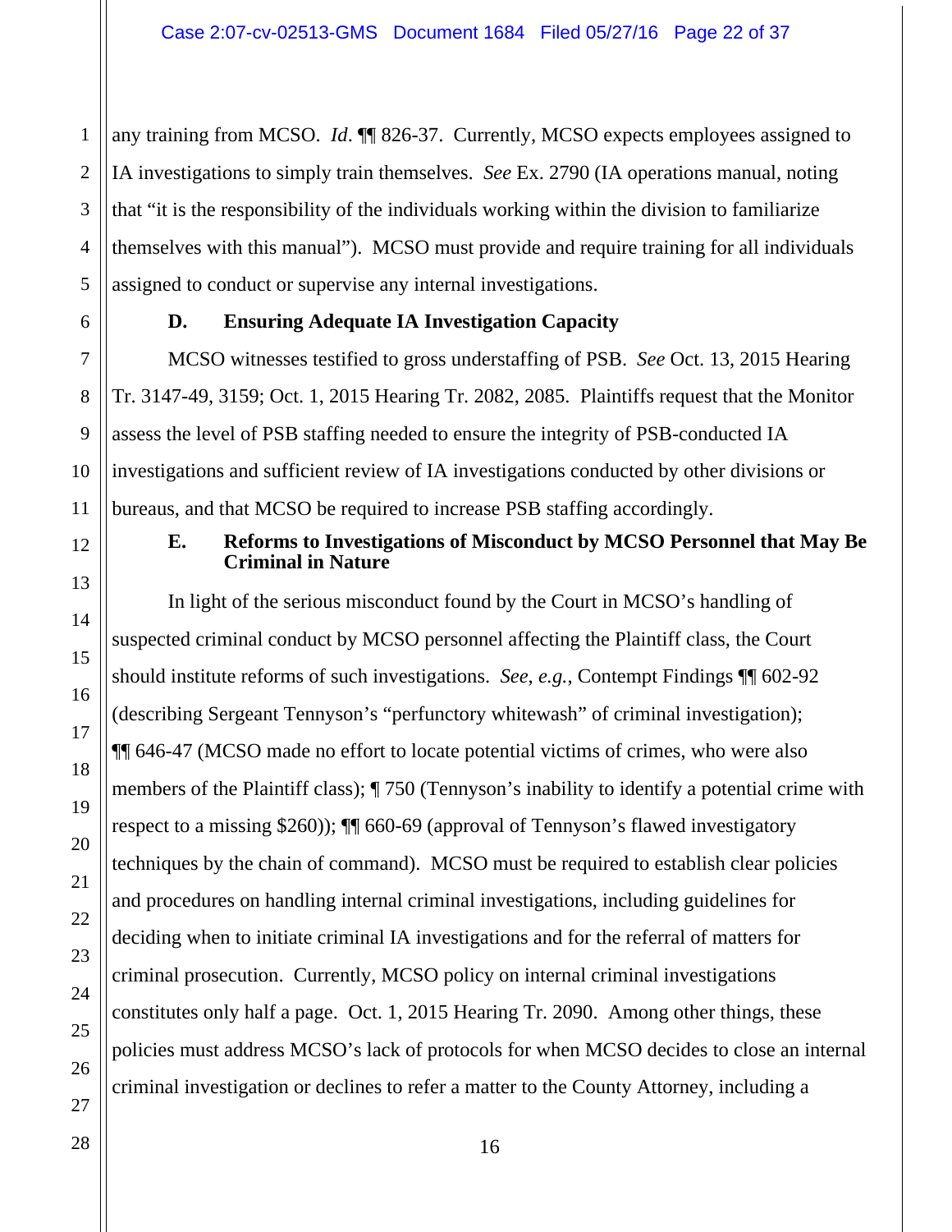any training from MCSO. *Id*. ¶¶ 826-37. Currently, MCSO expects employees assigned to IA investigations to simply train themselves. *See* Ex. 2790 (IA operations manual, noting that "it is the responsibility of the individuals working within the division to familiarize themselves with this manual"). MCSO must provide and require training for all individuals assigned to conduct or supervise any internal investigations.

### D. Ensuring Adequate IA Investigation Capacity

MCSO witnesses testified to gross understaffing of PSB. *See* Oct. 13, 2015 Hearing Tr. 3147-49, 3159; Oct. 1, 2015 Hearing Tr. 2082, 2085. Plaintiffs request that the Monitor assess the level of PSB staffing needed to ensure the integrity of PSB-conducted IA investigations and sufficient review of IA investigations conducted by other divisions or bureaus, and that MCSO be required to increase PSB staffing accordingly.

### E. Reforms to Investigations of Misconduct by MCSO Personnel that May Be Criminal in Nature

In light of the serious misconduct found by the Court in MCSO's handling of suspected criminal conduct by MCSO personnel affecting the Plaintiff class, the Court should institute reforms of such investigations. *See*, *e.g.*, Contempt Findings ¶¶ 602-92 (describing Sergeant Tennyson's "perfunctory whitewash" of criminal investigation); ¶¶ 646-47 (MCSO made no effort to locate potential victims of crimes, who were also members of the Plaintiff class); ¶ 750 (Tennyson's inability to identify a potential crime with respect to a missing $260)); ¶¶ 660-69 (approval of Tennyson's flawed investigatory techniques by the chain of command). MCSO must be required to establish clear policies and procedures on handling internal criminal investigations, including guidelines for deciding when to initiate criminal IA investigations and for the referral of matters for criminal prosecution. Currently, MCSO policy on internal criminal investigations constitutes only half a page. Oct. 1, 2015 Hearing Tr. 2090. Among other things, these policies must address MCSO's lack of protocols for when MCSO decides to close an internal criminal investigation or declines to refer a matter to the County Attorney, including a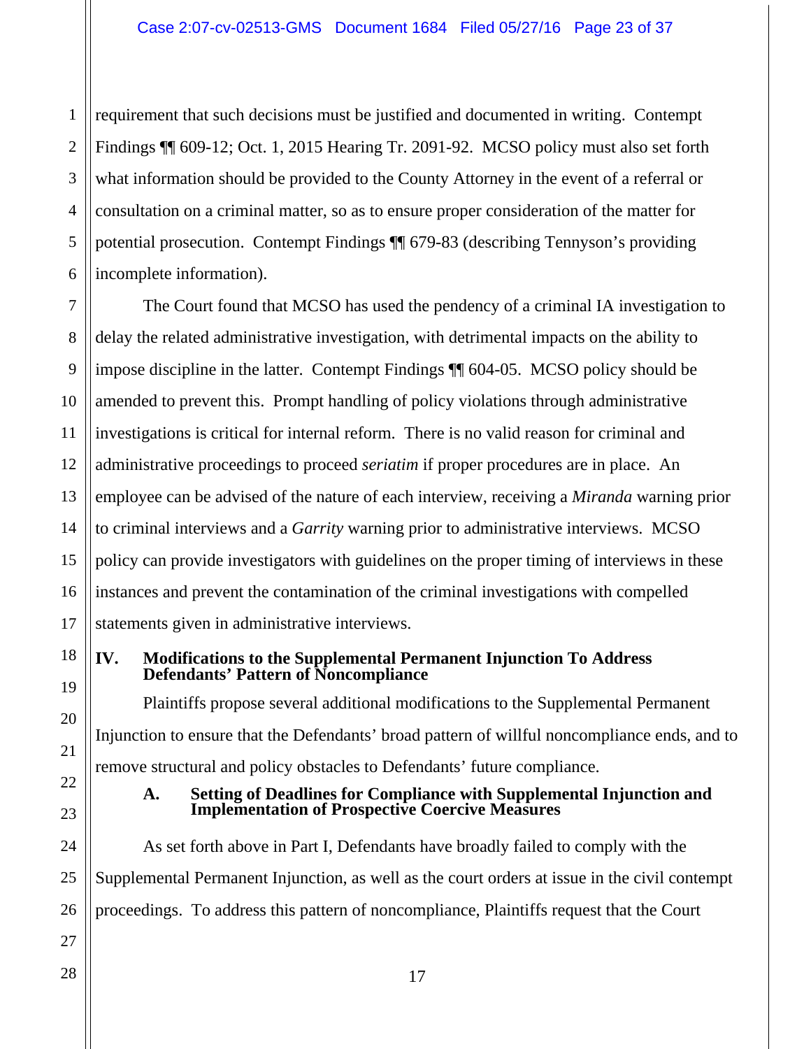requirement that such decisions must be justified and documented in writing. Contempt Findings ¶¶ 609-12; Oct. 1, 2015 Hearing Tr. 2091-92. MCSO policy must also set forth what information should be provided to the County Attorney in the event of a referral or consultation on a criminal matter, so as to ensure proper consideration of the matter for potential prosecution. Contempt Findings ¶¶ 679-83 (describing Tennyson's providing incomplete information).

The Court found that MCSO has used the pendency of a criminal IA investigation to delay the related administrative investigation, with detrimental impacts on the ability to impose discipline in the latter. Contempt Findings ¶¶ 604-05. MCSO policy should be amended to prevent this. Prompt handling of policy violations through administrative investigations is critical for internal reform. There is no valid reason for criminal and administrative proceedings to proceed *seriatim* if proper procedures are in place. An employee can be advised of the nature of each interview, receiving a *Miranda* warning prior to criminal interviews and a *Garrity* warning prior to administrative interviews. MCSO policy can provide investigators with guidelines on the proper timing of interviews in these instances and prevent the contamination of the criminal investigations with compelled statements given in administrative interviews.

## IV. Modifications to the Supplemental Permanent Injunction To Address Defendants' Pattern of Noncompliance

Plaintiffs propose several additional modifications to the Supplemental Permanent Injunction to ensure that the Defendants' broad pattern of willful noncompliance ends, and to remove structural and policy obstacles to Defendants' future compliance.

### A. Setting of Deadlines for Compliance with Supplemental Injunction and Implementation of Prospective Coercive Measures

As set forth above in Part I, Defendants have broadly failed to comply with the Supplemental Permanent Injunction, as well as the court orders at issue in the civil contempt proceedings. To address this pattern of noncompliance, Plaintiffs request that the Court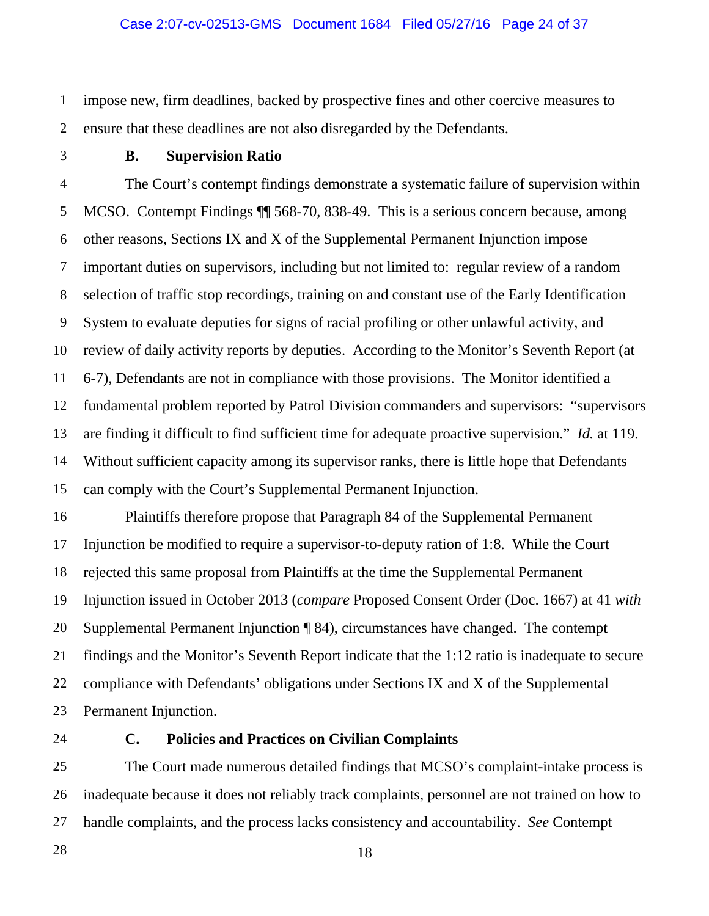impose new, firm deadlines, backed by prospective fines and other coercive measures to ensure that these deadlines are not also disregarded by the Defendants.

### B. Supervision Ratio

The Court's contempt findings demonstrate a systematic failure of supervision within MCSO. Contempt Findings ¶¶ 568-70, 838-49. This is a serious concern because, among other reasons, Sections IX and X of the Supplemental Permanent Injunction impose important duties on supervisors, including but not limited to: regular review of a random selection of traffic stop recordings, training on and constant use of the Early Identification System to evaluate deputies for signs of racial profiling or other unlawful activity, and review of daily activity reports by deputies. According to the Monitor's Seventh Report (at 6-7), Defendants are not in compliance with those provisions. The Monitor identified a fundamental problem reported by Patrol Division commanders and supervisors: "supervisors are finding it difficult to find sufficient time for adequate proactive supervision." *Id.* at 119. Without sufficient capacity among its supervisor ranks, there is little hope that Defendants can comply with the Court's Supplemental Permanent Injunction.

Plaintiffs therefore propose that Paragraph 84 of the Supplemental Permanent Injunction be modified to require a supervisor-to-deputy ration of 1:8. While the Court rejected this same proposal from Plaintiffs at the time the Supplemental Permanent Injunction issued in October 2013 (*compare* Proposed Consent Order (Doc. 1667) at 41 *with* Supplemental Permanent Injunction ¶ 84), circumstances have changed. The contempt findings and the Monitor's Seventh Report indicate that the 1:12 ratio is inadequate to secure compliance with Defendants' obligations under Sections IX and X of the Supplemental Permanent Injunction.

### C. Policies and Practices on Civilian Complaints

The Court made numerous detailed findings that MCSO's complaint-intake process is inadequate because it does not reliably track complaints, personnel are not trained on how to handle complaints, and the process lacks consistency and accountability. *See* Contempt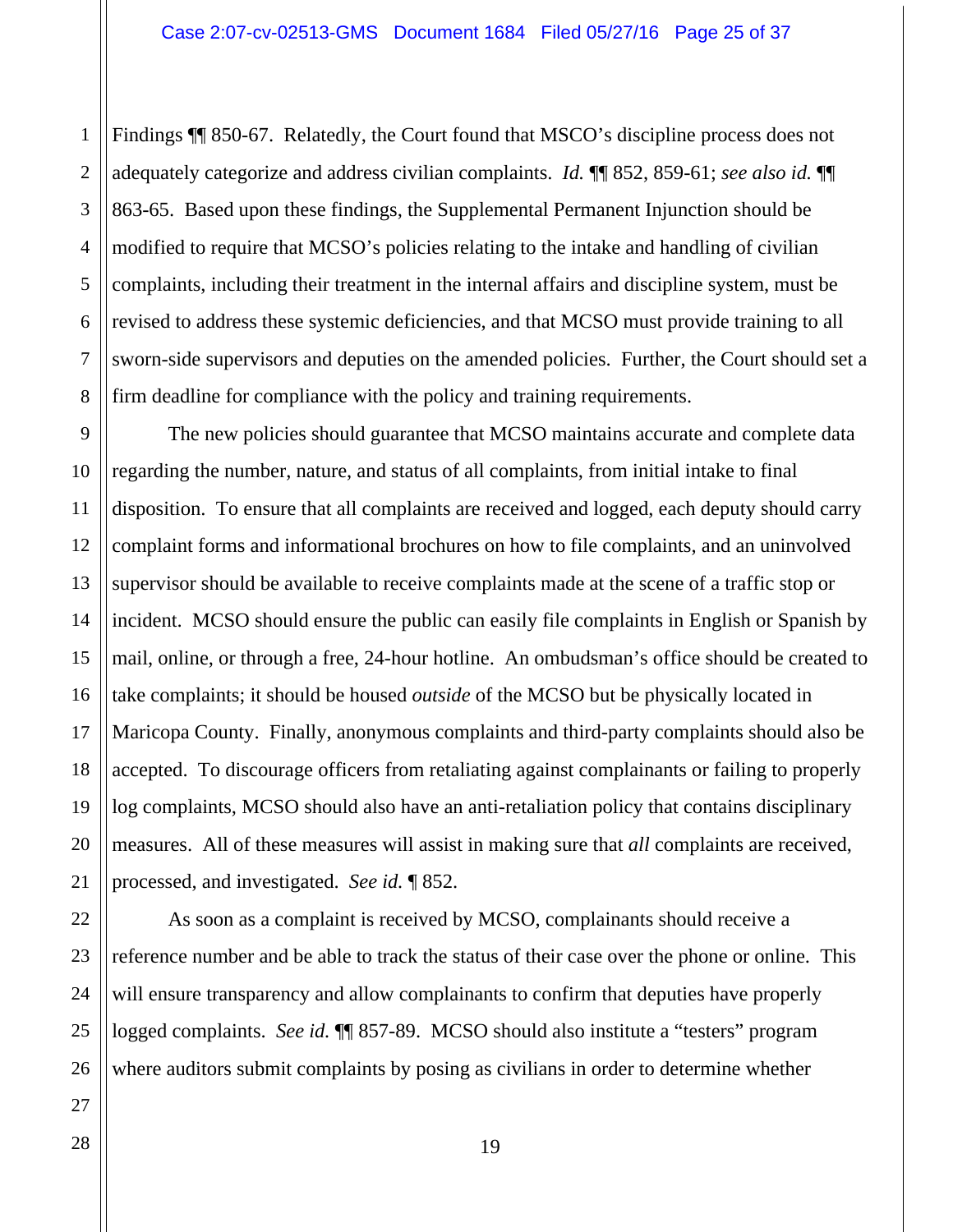Findings ¶¶ 850-67. Relatedly, the Court found that MSCO's discipline process does not adequately categorize and address civilian complaints. *Id.* ¶¶ 852, 859-61; *see also id.* ¶¶ 863-65. Based upon these findings, the Supplemental Permanent Injunction should be modified to require that MCSO's policies relating to the intake and handling of civilian complaints, including their treatment in the internal affairs and discipline system, must be revised to address these systemic deficiencies, and that MCSO must provide training to all sworn-side supervisors and deputies on the amended policies. Further, the Court should set a firm deadline for compliance with the policy and training requirements.

The new policies should guarantee that MCSO maintains accurate and complete data regarding the number, nature, and status of all complaints, from initial intake to final disposition. To ensure that all complaints are received and logged, each deputy should carry complaint forms and informational brochures on how to file complaints, and an uninvolved supervisor should be available to receive complaints made at the scene of a traffic stop or incident. MCSO should ensure the public can easily file complaints in English or Spanish by mail, online, or through a free, 24-hour hotline. An ombudsman's office should be created to take complaints; it should be housed *outside* of the MCSO but be physically located in Maricopa County. Finally, anonymous complaints and third-party complaints should also be accepted. To discourage officers from retaliating against complainants or failing to properly log complaints, MCSO should also have an anti-retaliation policy that contains disciplinary measures. All of these measures will assist in making sure that *all* complaints are received, processed, and investigated. *See id.* ¶ 852.

As soon as a complaint is received by MCSO, complainants should receive a reference number and be able to track the status of their case over the phone or online. This will ensure transparency and allow complainants to confirm that deputies have properly logged complaints. *See id.* ¶¶ 857-89. MCSO should also institute a "testers" program where auditors submit complaints by posing as civilians in order to determine whether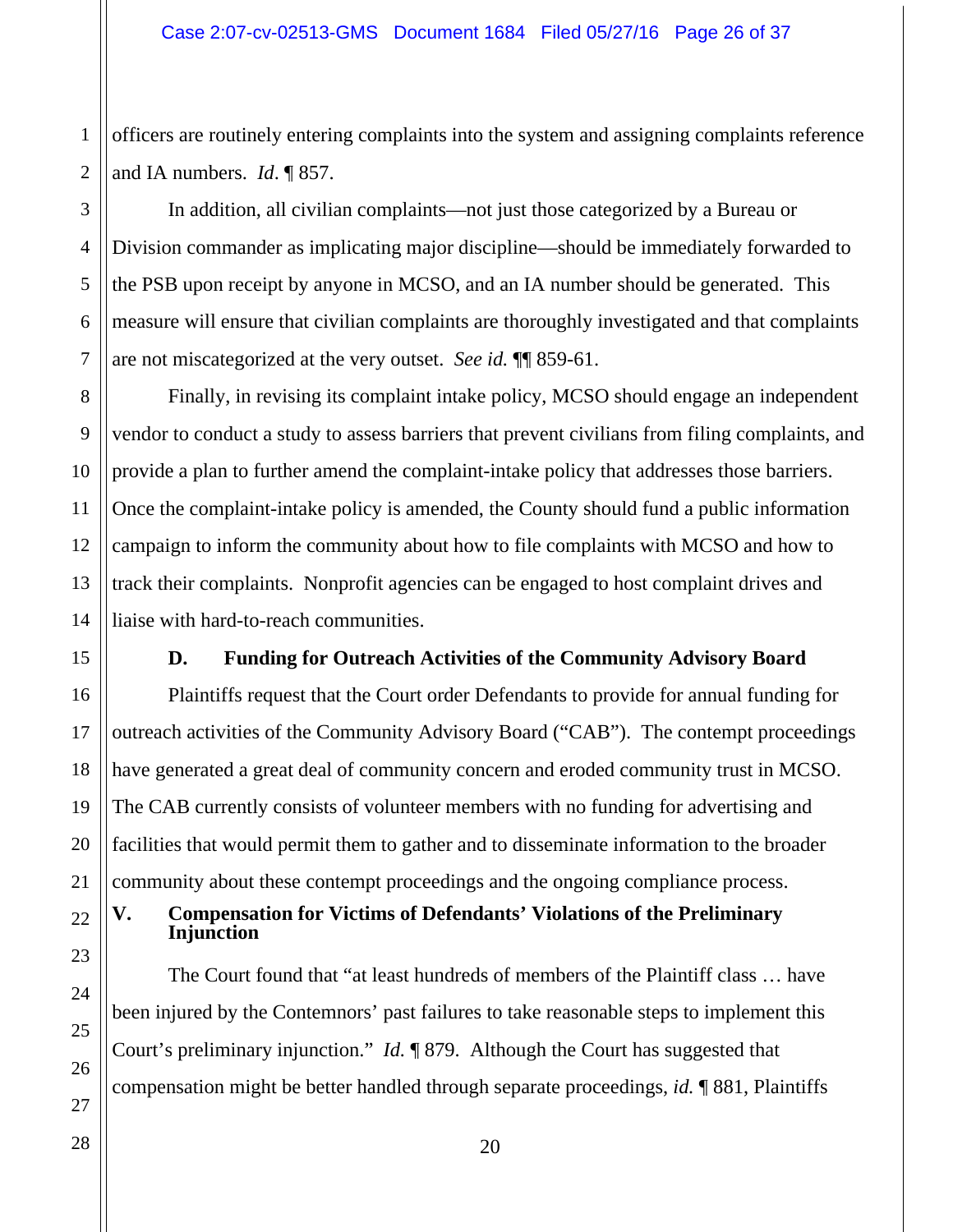officers are routinely entering complaints into the system and assigning complaints reference and IA numbers. *Id*. ¶ 857.

In addition, all civilian complaints—not just those categorized by a Bureau or Division commander as implicating major discipline—should be immediately forwarded to the PSB upon receipt by anyone in MCSO, and an IA number should be generated. This measure will ensure that civilian complaints are thoroughly investigated and that complaints are not miscategorized at the very outset. *See id.* ¶¶ 859-61.

Finally, in revising its complaint intake policy, MCSO should engage an independent vendor to conduct a study to assess barriers that prevent civilians from filing complaints, and provide a plan to further amend the complaint-intake policy that addresses those barriers. Once the complaint-intake policy is amended, the County should fund a public information campaign to inform the community about how to file complaints with MCSO and how to track their complaints. Nonprofit agencies can be engaged to host complaint drives and liaise with hard-to-reach communities.

### D. Funding for Outreach Activities of the Community Advisory Board

Plaintiffs request that the Court order Defendants to provide for annual funding for outreach activities of the Community Advisory Board ("CAB"). The contempt proceedings have generated a great deal of community concern and eroded community trust in MCSO. The CAB currently consists of volunteer members with no funding for advertising and facilities that would permit them to gather and to disseminate information to the broader community about these contempt proceedings and the ongoing compliance process.

## V. Compensation for Victims of Defendants' Violations of the Preliminary Injunction

The Court found that "at least hundreds of members of the Plaintiff class … have been injured by the Contemnors' past failures to take reasonable steps to implement this Court's preliminary injunction." *Id.* ¶ 879. Although the Court has suggested that compensation might be better handled through separate proceedings, *id.* ¶ 881, Plaintiffs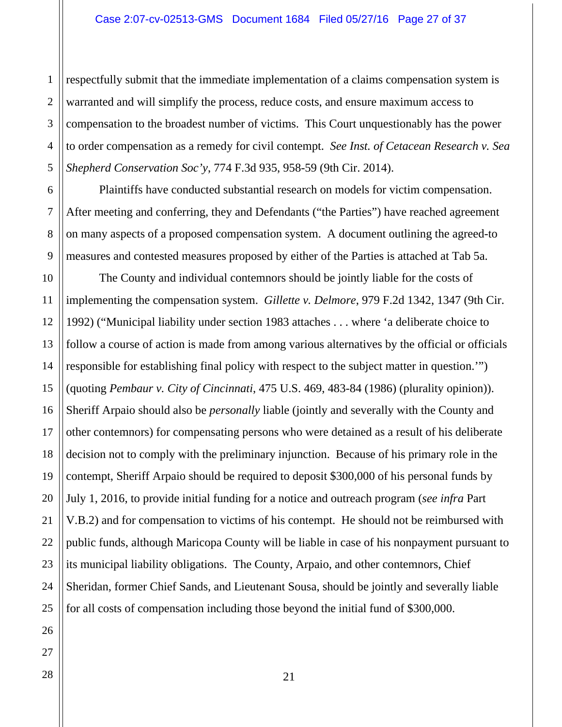respectfully submit that the immediate implementation of a claims compensation system is warranted and will simplify the process, reduce costs, and ensure maximum access to compensation to the broadest number of victims. This Court unquestionably has the power to order compensation as a remedy for civil contempt. *See Inst. of Cetacean Research v. Sea Shepherd Conservation Soc'y*, 774 F.3d 935, 958-59 (9th Cir. 2014).

Plaintiffs have conducted substantial research on models for victim compensation. After meeting and conferring, they and Defendants ("the Parties") have reached agreement on many aspects of a proposed compensation system. A document outlining the agreed-to measures and contested measures proposed by either of the Parties is attached at Tab 5a.

The County and individual contemnors should be jointly liable for the costs of implementing the compensation system. *Gillette v. Delmore*, 979 F.2d 1342, 1347 (9th Cir. 1992) ("Municipal liability under section 1983 attaches . . . where 'a deliberate choice to follow a course of action is made from among various alternatives by the official or officials responsible for establishing final policy with respect to the subject matter in question.'") (quoting *Pembaur v. City of Cincinnati*, 475 U.S. 469, 483-84 (1986) (plurality opinion)). Sheriff Arpaio should also be *personally* liable (jointly and severally with the County and other contemnors) for compensating persons who were detained as a result of his deliberate decision not to comply with the preliminary injunction. Because of his primary role in the contempt, Sheriff Arpaio should be required to deposit $300,000 of his personal funds by July 1, 2016, to provide initial funding for a notice and outreach program (*see infra* Part V.B.2) and for compensation to victims of his contempt. He should not be reimbursed with public funds, although Maricopa County will be liable in case of his nonpayment pursuant to its municipal liability obligations. The County, Arpaio, and other contemnors, Chief Sheridan, former Chief Sands, and Lieutenant Sousa, should be jointly and severally liable for all costs of compensation including those beyond the initial fund of $300,000.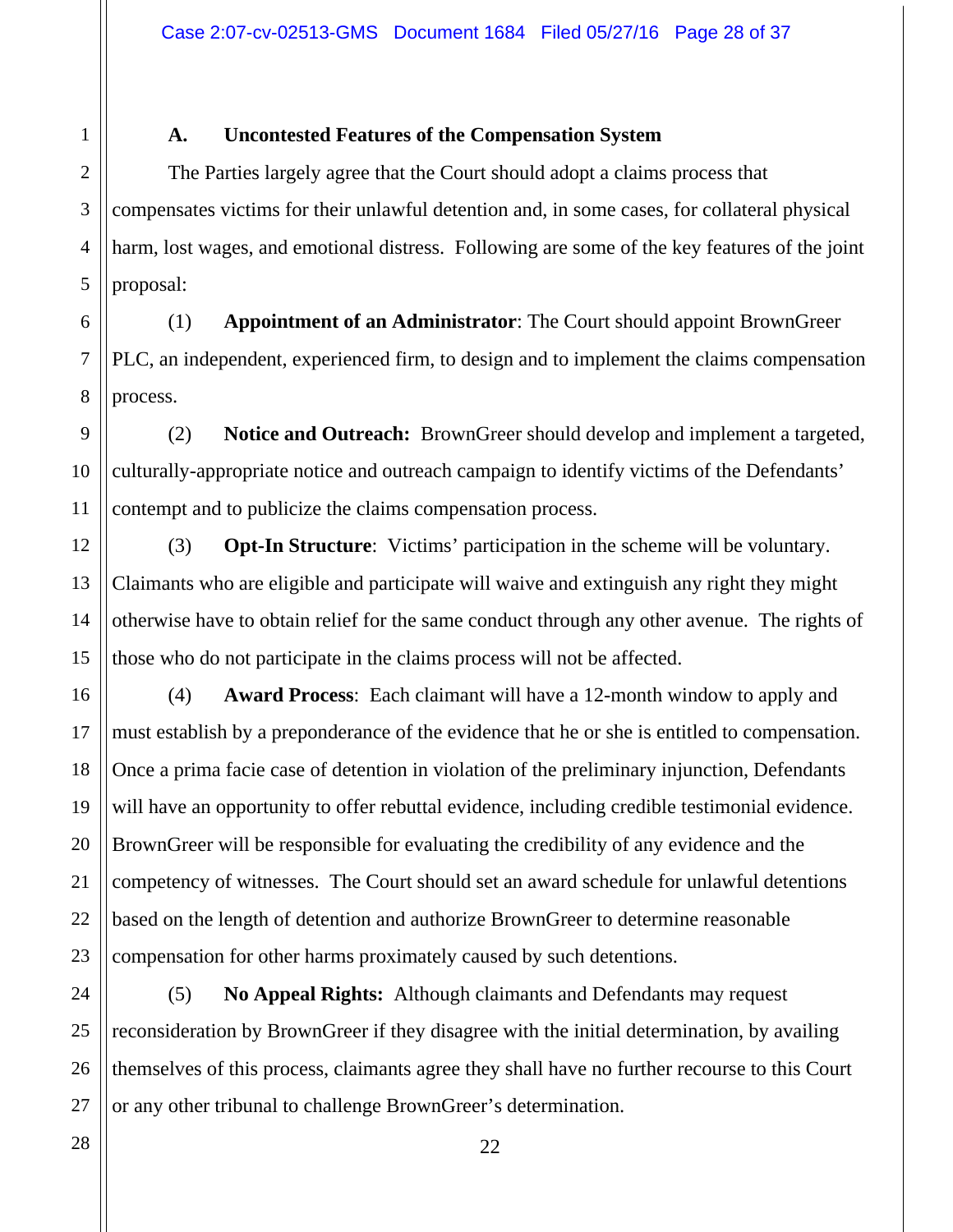### A. Uncontested Features of the Compensation System

The Parties largely agree that the Court should adopt a claims process that compensates victims for their unlawful detention and, in some cases, for collateral physical harm, lost wages, and emotional distress. Following are some of the key features of the joint proposal:

(1) **Appointment of an Administrator**: The Court should appoint BrownGreer PLC, an independent, experienced firm, to design and to implement the claims compensation process.

(2) **Notice and Outreach:** BrownGreer should develop and implement a targeted, culturally-appropriate notice and outreach campaign to identify victims of the Defendants' contempt and to publicize the claims compensation process.

(3) **Opt-In Structure**: Victims' participation in the scheme will be voluntary. Claimants who are eligible and participate will waive and extinguish any right they might otherwise have to obtain relief for the same conduct through any other avenue. The rights of those who do not participate in the claims process will not be affected.

(4) **Award Process**: Each claimant will have a 12-month window to apply and must establish by a preponderance of the evidence that he or she is entitled to compensation. Once a prima facie case of detention in violation of the preliminary injunction, Defendants will have an opportunity to offer rebuttal evidence, including credible testimonial evidence. BrownGreer will be responsible for evaluating the credibility of any evidence and the competency of witnesses. The Court should set an award schedule for unlawful detentions based on the length of detention and authorize BrownGreer to determine reasonable compensation for other harms proximately caused by such detentions.

(5) **No Appeal Rights:** Although claimants and Defendants may request reconsideration by BrownGreer if they disagree with the initial determination, by availing themselves of this process, claimants agree they shall have no further recourse to this Court or any other tribunal to challenge BrownGreer's determination.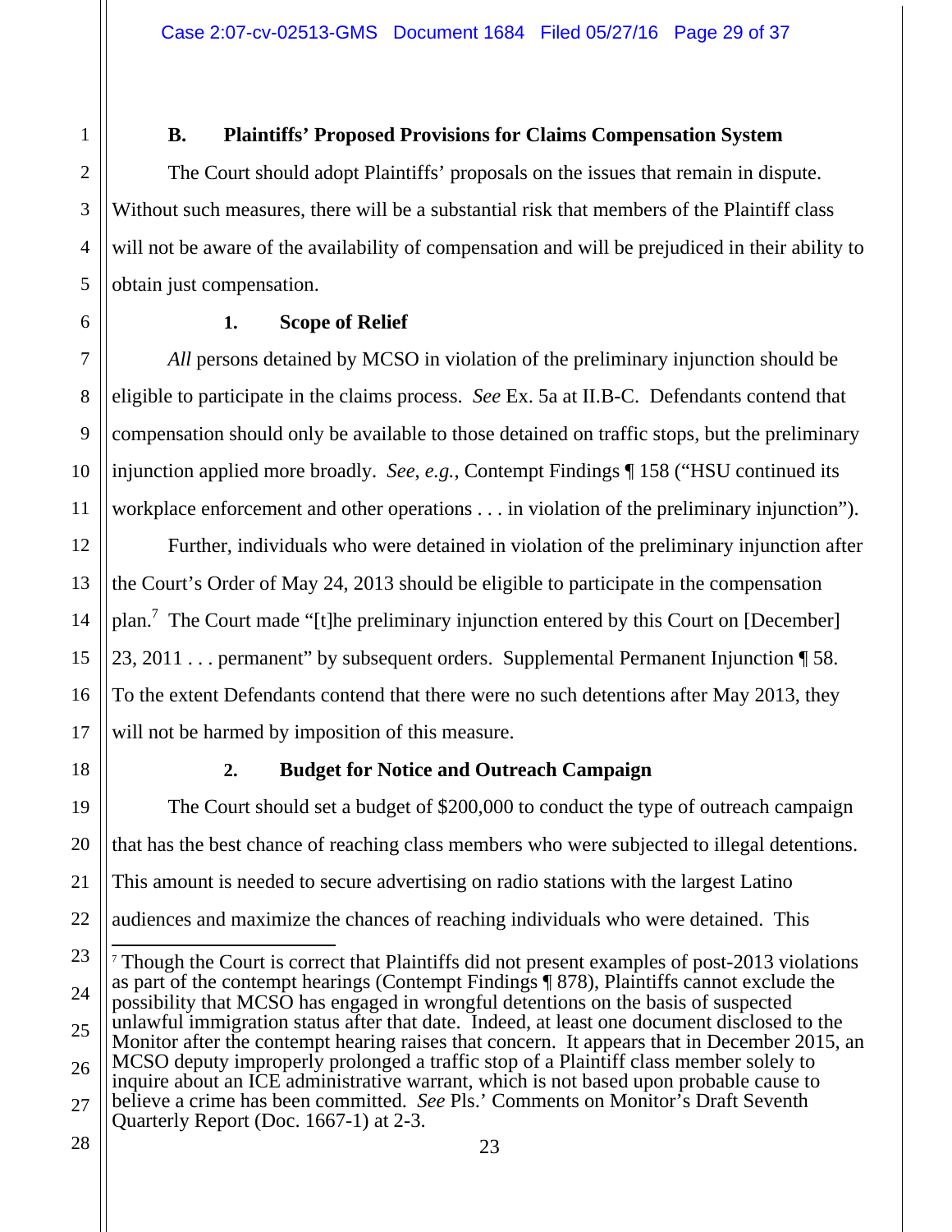### B. Plaintiffs' Proposed Provisions for Claims Compensation System

The Court should adopt Plaintiffs' proposals on the issues that remain in dispute. Without such measures, there will be a substantial risk that members of the Plaintiff class will not be aware of the availability of compensation and will be prejudiced in their ability to obtain just compensation.

#### 1. Scope of Relief

*All* persons detained by MCSO in violation of the preliminary injunction should be eligible to participate in the claims process. *See* Ex. 5a at II.B-C. Defendants contend that compensation should only be available to those detained on traffic stops, but the preliminary injunction applied more broadly. *See*, *e.g.*, Contempt Findings ¶ 158 ("HSU continued its workplace enforcement and other operations . . . in violation of the preliminary injunction").

Further, individuals who were detained in violation of the preliminary injunction after the Court's Order of May 24, 2013 should be eligible to participate in the compensation plan.[7] The Court made "[t]he preliminary injunction entered by this Court on [December] 23, 2011 . . . permanent" by subsequent orders. Supplemental Permanent Injunction ¶ 58. To the extent Defendants contend that there were no such detentions after May 2013, they will not be harmed by imposition of this measure.

#### 2. Budget for Notice and Outreach Campaign

The Court should set a budget of $200,000 to conduct the type of outreach campaign that has the best chance of reaching class members who were subjected to illegal detentions. This amount is needed to secure advertising on radio stations with the largest Latino audiences and maximize the chances of reaching individuals who were detained. This

---

[7] Though the Court is correct that Plaintiffs did not present examples of post-2013 violations as part of the contempt hearings (Contempt Findings ¶ 878), Plaintiffs cannot exclude the possibility that MCSO has engaged in wrongful detentions on the basis of suspected unlawful immigration status after that date. Indeed, at least one document disclosed to the Monitor after the contempt hearing raises that concern. It appears that in December 2015, an MCSO deputy improperly prolonged a traffic stop of a Plaintiff class member solely to inquire about an ICE administrative warrant, which is not based upon probable cause to believe a crime has been committed. *See* Pls.' Comments on Monitor's Draft Seventh Quarterly Report (Doc. 1667-1) at 2-3.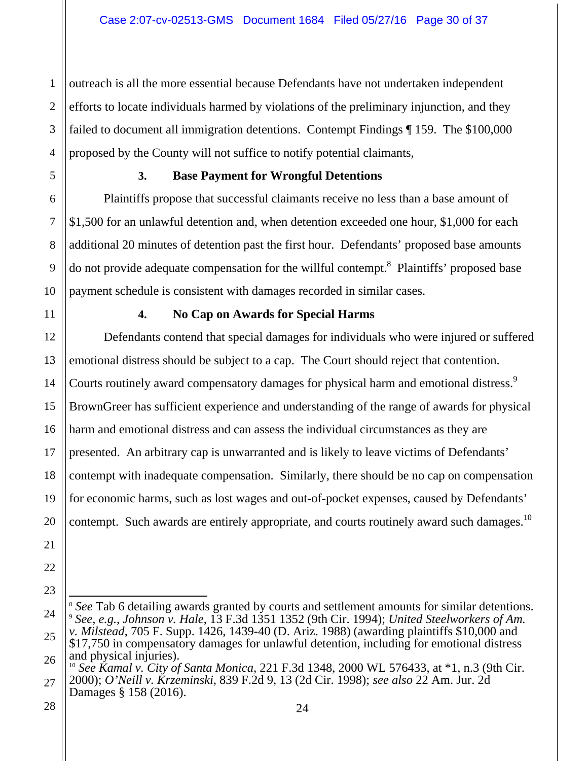outreach is all the more essential because Defendants have not undertaken independent efforts to locate individuals harmed by violations of the preliminary injunction, and they failed to document all immigration detentions. Contempt Findings ¶ 159. The $100,000 proposed by the County will not suffice to notify potential claimants,

### 3. Base Payment for Wrongful Detentions

Plaintiffs propose that successful claimants receive no less than a base amount of $1,500 for an unlawful detention and, when detention exceeded one hour, $1,000 for each additional 20 minutes of detention past the first hour. Defendants' proposed base amounts do not provide adequate compensation for the willful contempt.[8] Plaintiffs' proposed base payment schedule is consistent with damages recorded in similar cases.

### 4. No Cap on Awards for Special Harms

Defendants contend that special damages for individuals who were injured or suffered emotional distress should be subject to a cap. The Court should reject that contention. Courts routinely award compensatory damages for physical harm and emotional distress.[9] BrownGreer has sufficient experience and understanding of the range of awards for physical harm and emotional distress and can assess the individual circumstances as they are presented. An arbitrary cap is unwarranted and is likely to leave victims of Defendants' contempt with inadequate compensation. Similarly, there should be no cap on compensation for economic harms, such as lost wages and out-of-pocket expenses, caused by Defendants' contempt. Such awards are entirely appropriate, and courts routinely award such damages.[10]

---

[8] *See* Tab 6 detailing awards granted by courts and settlement amounts for similar detentions.

[9] *See, e.g.*, *Johnson v. Hale*, 13 F.3d 1351 1352 (9th Cir. 1994); *United Steelworkers of Am. v. Milstead*, 705 F. Supp. 1426, 1439-40 (D. Ariz. 1988) (awarding plaintiffs $10,000 and $17,750 in compensatory damages for unlawful detention, including for emotional distress and physical injuries).

[10] *See Kamal v. City of Santa Monica*, 221 F.3d 1348, 2000 WL 576433, at *1, n.3 (9th Cir. 2000); *O'Neill v. Krzeminski*, 839 F.2d 9, 13 (2d Cir. 1998); *see also* 22 Am. Jur. 2d Damages § 158 (2016).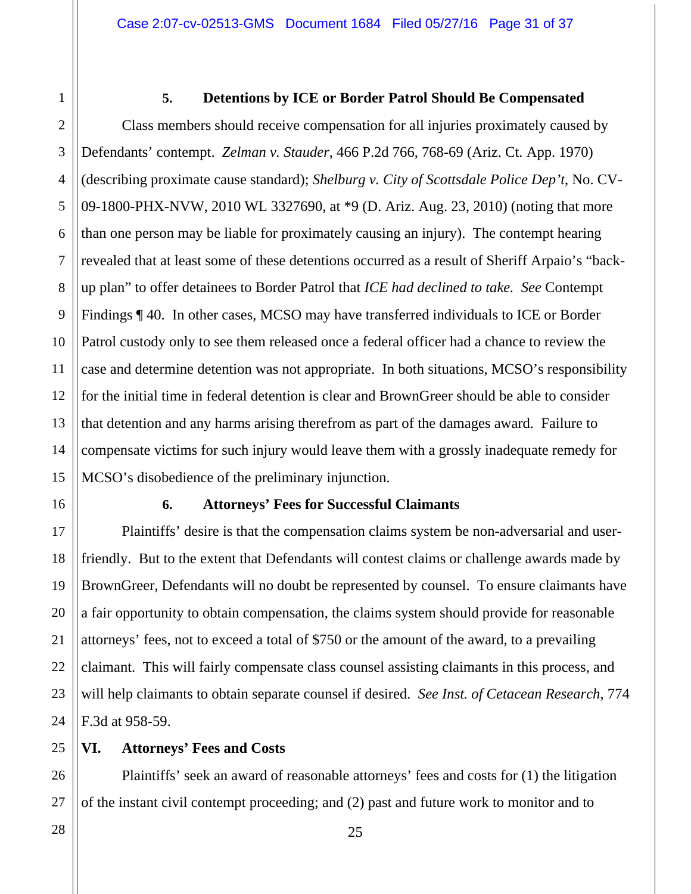#### 5. Detentions by ICE or Border Patrol Should Be Compensated

Class members should receive compensation for all injuries proximately caused by Defendants' contempt. *Zelman v. Stauder*, 466 P.2d 766, 768-69 (Ariz. Ct. App. 1970) (describing proximate cause standard); *Shelburg v. City of Scottsdale Police Dep't*, No. CV-09-1800-PHX-NVW, 2010 WL 3327690, at *9 (D. Ariz. Aug. 23, 2010) (noting that more than one person may be liable for proximately causing an injury). The contempt hearing revealed that at least some of these detentions occurred as a result of Sheriff Arpaio's "back-up plan" to offer detainees to Border Patrol that *ICE had declined to take. See* Contempt Findings ¶ 40. In other cases, MCSO may have transferred individuals to ICE or Border Patrol custody only to see them released once a federal officer had a chance to review the case and determine detention was not appropriate. In both situations, MCSO's responsibility for the initial time in federal detention is clear and BrownGreer should be able to consider that detention and any harms arising therefrom as part of the damages award. Failure to compensate victims for such injury would leave them with a grossly inadequate remedy for MCSO's disobedience of the preliminary injunction.

#### 6. Attorneys' Fees for Successful Claimants

Plaintiffs' desire is that the compensation claims system be non-adversarial and user-friendly. But to the extent that Defendants will contest claims or challenge awards made by BrownGreer, Defendants will no doubt be represented by counsel. To ensure claimants have a fair opportunity to obtain compensation, the claims system should provide for reasonable attorneys' fees, not to exceed a total of $750 or the amount of the award, to a prevailing claimant. This will fairly compensate class counsel assisting claimants in this process, and will help claimants to obtain separate counsel if desired. *See Inst. of Cetacean Research*, 774 F.3d at 958-59.

## VI. Attorneys' Fees and Costs

Plaintiffs' seek an award of reasonable attorneys' fees and costs for (1) the litigation of the instant civil contempt proceeding; and (2) past and future work to monitor and to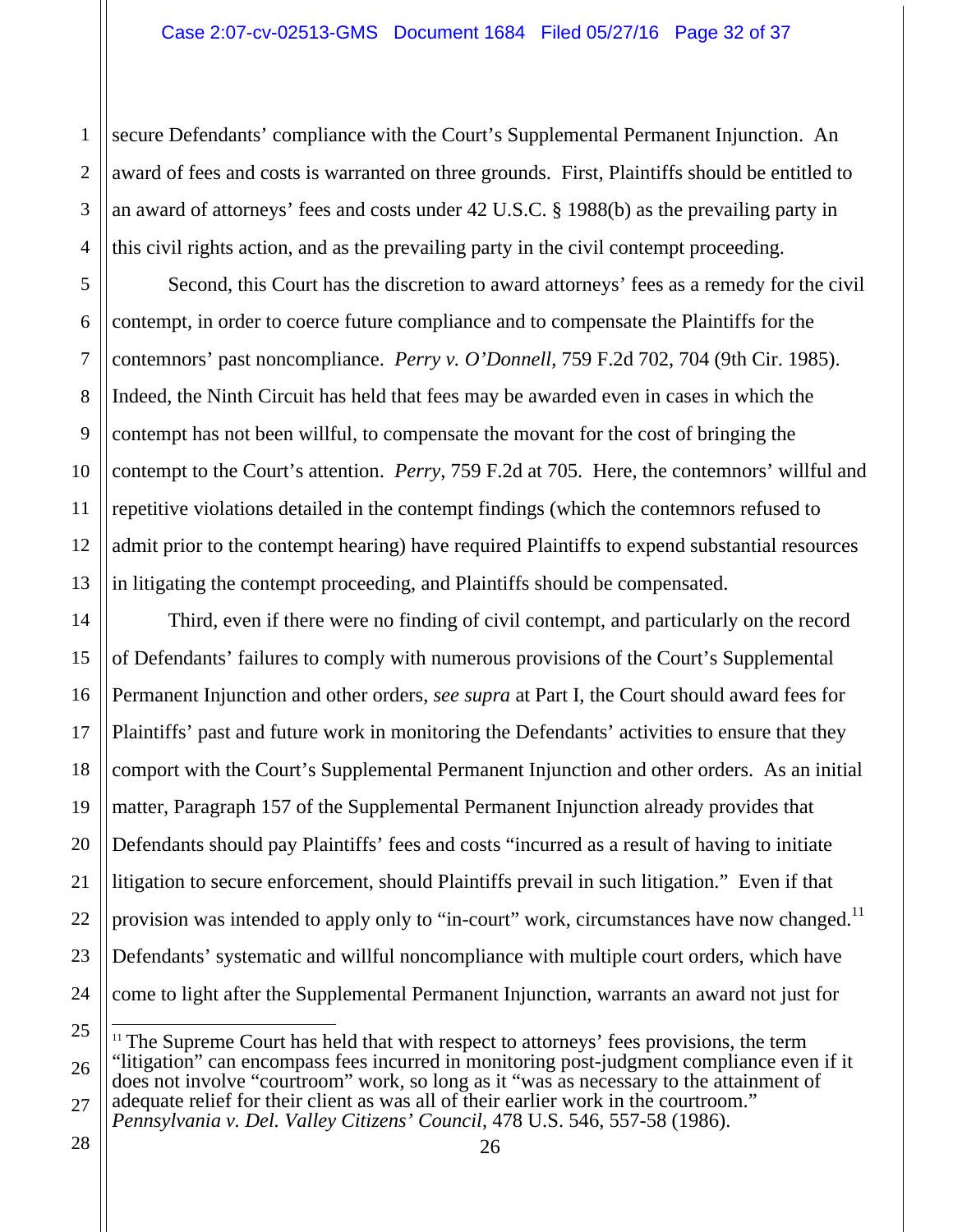secure Defendants' compliance with the Court's Supplemental Permanent Injunction. An award of fees and costs is warranted on three grounds. First, Plaintiffs should be entitled to an award of attorneys' fees and costs under 42 U.S.C. § 1988(b) as the prevailing party in this civil rights action, and as the prevailing party in the civil contempt proceeding.

Second, this Court has the discretion to award attorneys' fees as a remedy for the civil contempt, in order to coerce future compliance and to compensate the Plaintiffs for the contemnors' past noncompliance. *Perry v. O'Donnell*, 759 F.2d 702, 704 (9th Cir. 1985). Indeed, the Ninth Circuit has held that fees may be awarded even in cases in which the contempt has not been willful, to compensate the movant for the cost of bringing the contempt to the Court's attention. *Perry*, 759 F.2d at 705. Here, the contemnors' willful and repetitive violations detailed in the contempt findings (which the contemnors refused to admit prior to the contempt hearing) have required Plaintiffs to expend substantial resources in litigating the contempt proceeding, and Plaintiffs should be compensated.

Third, even if there were no finding of civil contempt, and particularly on the record of Defendants' failures to comply with numerous provisions of the Court's Supplemental Permanent Injunction and other orders, *see supra* at Part I, the Court should award fees for Plaintiffs' past and future work in monitoring the Defendants' activities to ensure that they comport with the Court's Supplemental Permanent Injunction and other orders. As an initial matter, Paragraph 157 of the Supplemental Permanent Injunction already provides that Defendants should pay Plaintiffs' fees and costs "incurred as a result of having to initiate litigation to secure enforcement, should Plaintiffs prevail in such litigation." Even if that provision was intended to apply only to "in-court" work, circumstances have now changed.[11] Defendants' systematic and willful noncompliance with multiple court orders, which have come to light after the Supplemental Permanent Injunction, warrants an award not just for

[11] The Supreme Court has held that with respect to attorneys' fees provisions, the term "litigation" can encompass fees incurred in monitoring post-judgment compliance even if it does not involve "courtroom" work, so long as it "was as necessary to the attainment of adequate relief for their client as was all of their earlier work in the courtroom." *Pennsylvania v. Del. Valley Citizens' Council*, 478 U.S. 546, 557-58 (1986).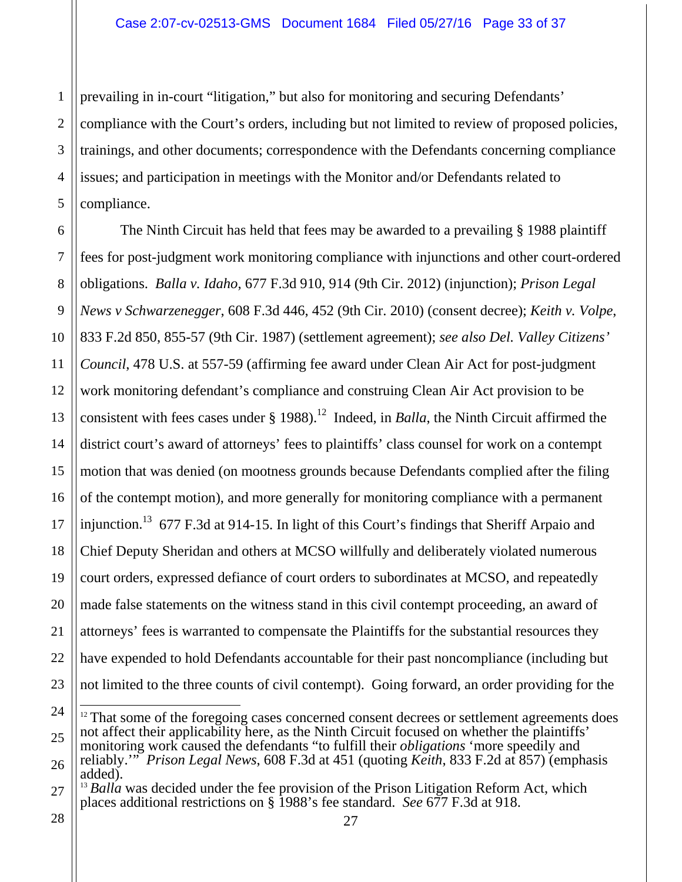prevailing in in-court "litigation," but also for monitoring and securing Defendants' compliance with the Court's orders, including but not limited to review of proposed policies, trainings, and other documents; correspondence with the Defendants concerning compliance issues; and participation in meetings with the Monitor and/or Defendants related to compliance.

The Ninth Circuit has held that fees may be awarded to a prevailing § 1988 plaintiff fees for post-judgment work monitoring compliance with injunctions and other court-ordered obligations. *Balla v. Idaho*, 677 F.3d 910, 914 (9th Cir. 2012) (injunction); *Prison Legal News v Schwarzenegger*, 608 F.3d 446, 452 (9th Cir. 2010) (consent decree); *Keith v. Volpe*, 833 F.2d 850, 855-57 (9th Cir. 1987) (settlement agreement); *see also Del. Valley Citizens' Council*, 478 U.S. at 557-59 (affirming fee award under Clean Air Act for post-judgment work monitoring defendant's compliance and construing Clean Air Act provision to be consistent with fees cases under § 1988).[12] Indeed, in *Balla*, the Ninth Circuit affirmed the district court's award of attorneys' fees to plaintiffs' class counsel for work on a contempt motion that was denied (on mootness grounds because Defendants complied after the filing of the contempt motion), and more generally for monitoring compliance with a permanent injunction.[13] 677 F.3d at 914-15. In light of this Court's findings that Sheriff Arpaio and Chief Deputy Sheridan and others at MCSO willfully and deliberately violated numerous court orders, expressed defiance of court orders to subordinates at MCSO, and repeatedly made false statements on the witness stand in this civil contempt proceeding, an award of attorneys' fees is warranted to compensate the Plaintiffs for the substantial resources they have expended to hold Defendants accountable for their past noncompliance (including but not limited to the three counts of civil contempt). Going forward, an order providing for the

---

[12] That some of the foregoing cases concerned consent decrees or settlement agreements does not affect their applicability here, as the Ninth Circuit focused on whether the plaintiffs' monitoring work caused the defendants "to fulfill their *obligations* 'more speedily and reliably.'" *Prison Legal News*, 608 F.3d at 451 (quoting *Keith*, 833 F.2d at 857) (emphasis added).

[13] *Balla* was decided under the fee provision of the Prison Litigation Reform Act, which places additional restrictions on § 1988's fee standard. *See* 677 F.3d at 918.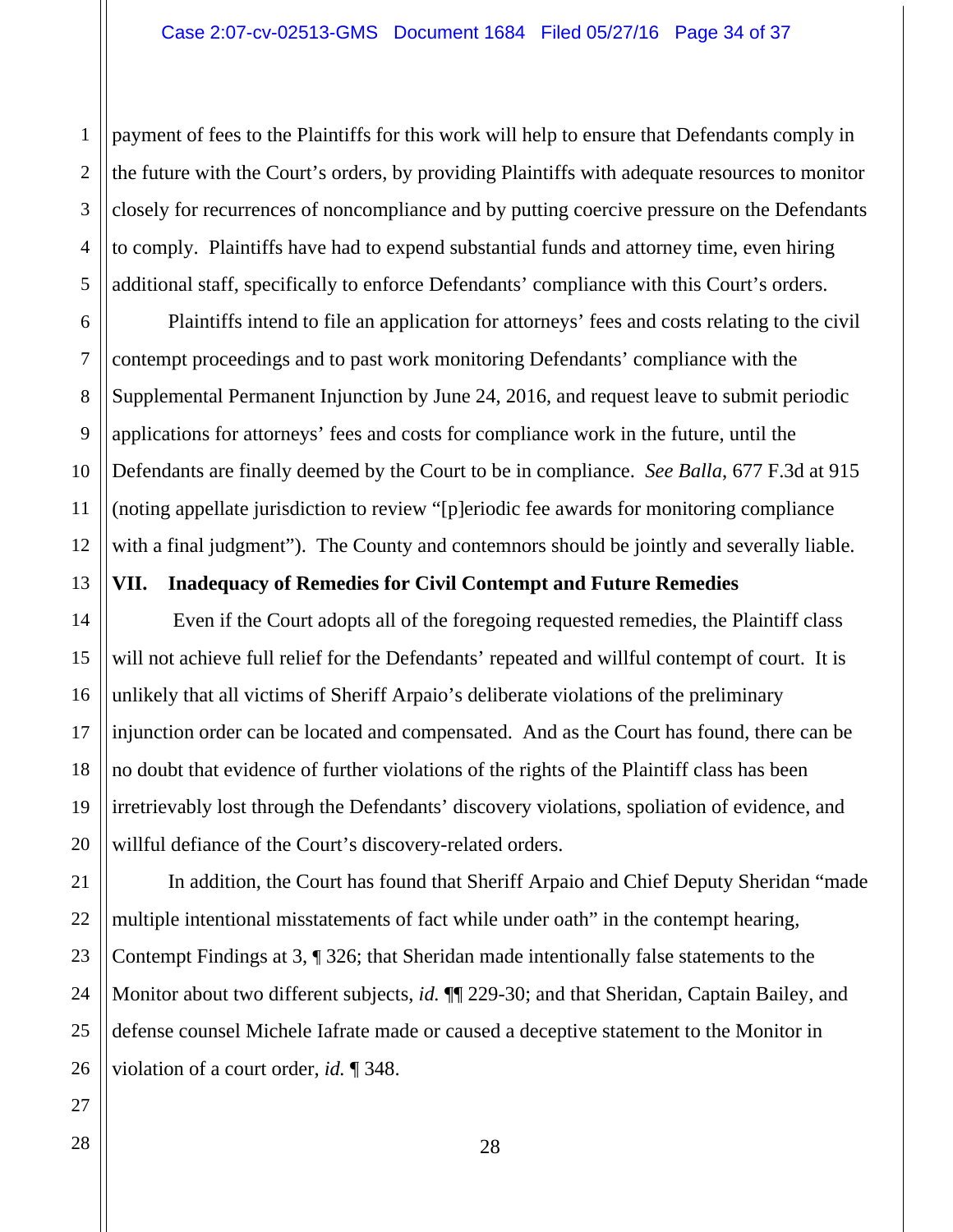payment of fees to the Plaintiffs for this work will help to ensure that Defendants comply in the future with the Court's orders, by providing Plaintiffs with adequate resources to monitor closely for recurrences of noncompliance and by putting coercive pressure on the Defendants to comply. Plaintiffs have had to expend substantial funds and attorney time, even hiring additional staff, specifically to enforce Defendants' compliance with this Court's orders.

Plaintiffs intend to file an application for attorneys' fees and costs relating to the civil contempt proceedings and to past work monitoring Defendants' compliance with the Supplemental Permanent Injunction by June 24, 2016, and request leave to submit periodic applications for attorneys' fees and costs for compliance work in the future, until the Defendants are finally deemed by the Court to be in compliance. *See Balla*, 677 F.3d at 915 (noting appellate jurisdiction to review "[p]eriodic fee awards for monitoring compliance with a final judgment"). The County and contemnors should be jointly and severally liable.

## VII. Inadequacy of Remedies for Civil Contempt and Future Remedies

Even if the Court adopts all of the foregoing requested remedies, the Plaintiff class will not achieve full relief for the Defendants' repeated and willful contempt of court. It is unlikely that all victims of Sheriff Arpaio's deliberate violations of the preliminary injunction order can be located and compensated. And as the Court has found, there can be no doubt that evidence of further violations of the rights of the Plaintiff class has been irretrievably lost through the Defendants' discovery violations, spoliation of evidence, and willful defiance of the Court's discovery-related orders.

In addition, the Court has found that Sheriff Arpaio and Chief Deputy Sheridan "made multiple intentional misstatements of fact while under oath" in the contempt hearing, Contempt Findings at 3, ¶ 326; that Sheridan made intentionally false statements to the Monitor about two different subjects, *id.* ¶¶ 229-30; and that Sheridan, Captain Bailey, and defense counsel Michele Iafrate made or caused a deceptive statement to the Monitor in violation of a court order, *id.* ¶ 348.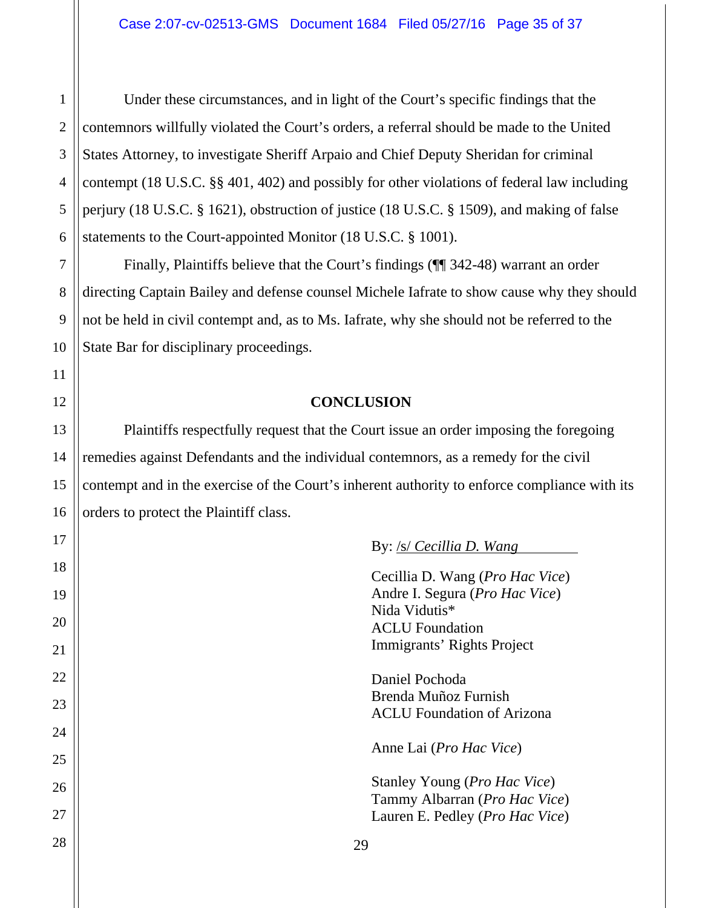Under these circumstances, and in light of the Court's specific findings that the contemnors willfully violated the Court's orders, a referral should be made to the United States Attorney, to investigate Sheriff Arpaio and Chief Deputy Sheridan for criminal contempt (18 U.S.C. §§ 401, 402) and possibly for other violations of federal law including perjury (18 U.S.C. § 1621), obstruction of justice (18 U.S.C. § 1509), and making of false statements to the Court-appointed Monitor (18 U.S.C. § 1001).

Finally, Plaintiffs believe that the Court's findings (¶¶ 342-48) warrant an order directing Captain Bailey and defense counsel Michele Iafrate to show cause why they should not be held in civil contempt and, as to Ms. Iafrate, why she should not be referred to the State Bar for disciplinary proceedings.

**CONCLUSION**

Plaintiffs respectfully request that the Court issue an order imposing the foregoing remedies against Defendants and the individual contemnors, as a remedy for the civil contempt and in the exercise of the Court's inherent authority to enforce compliance with its orders to protect the Plaintiff class.

By: /s/ *Cecillia D. Wang*

Cecillia D. Wang (*Pro Hac Vice*)
Andre I. Segura (*Pro Hac Vice*)
Nida Vidutis*
ACLU Foundation
Immigrants' Rights Project

Daniel Pochoda
Brenda Muñoz Furnish
ACLU Foundation of Arizona

Anne Lai (*Pro Hac Vice*)

Stanley Young (*Pro Hac Vice*)
Tammy Albarran (*Pro Hac Vice*)
Lauren E. Pedley (*Pro Hac Vice*)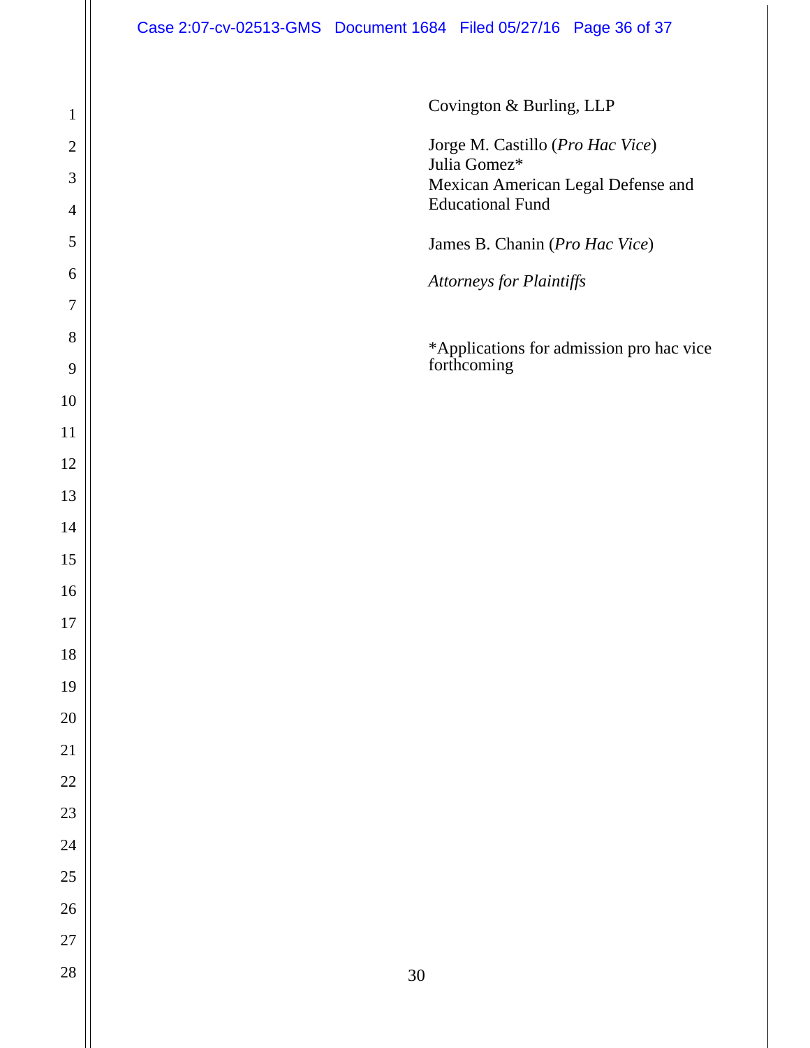Covington & Burling, LLP

Jorge M. Castillo (*Pro Hac Vice*)
Julia Gomez*
Mexican American Legal Defense and Educational Fund

James B. Chanin (*Pro Hac Vice*)

*Attorneys for Plaintiffs*

*Applications for admission pro hac vice forthcoming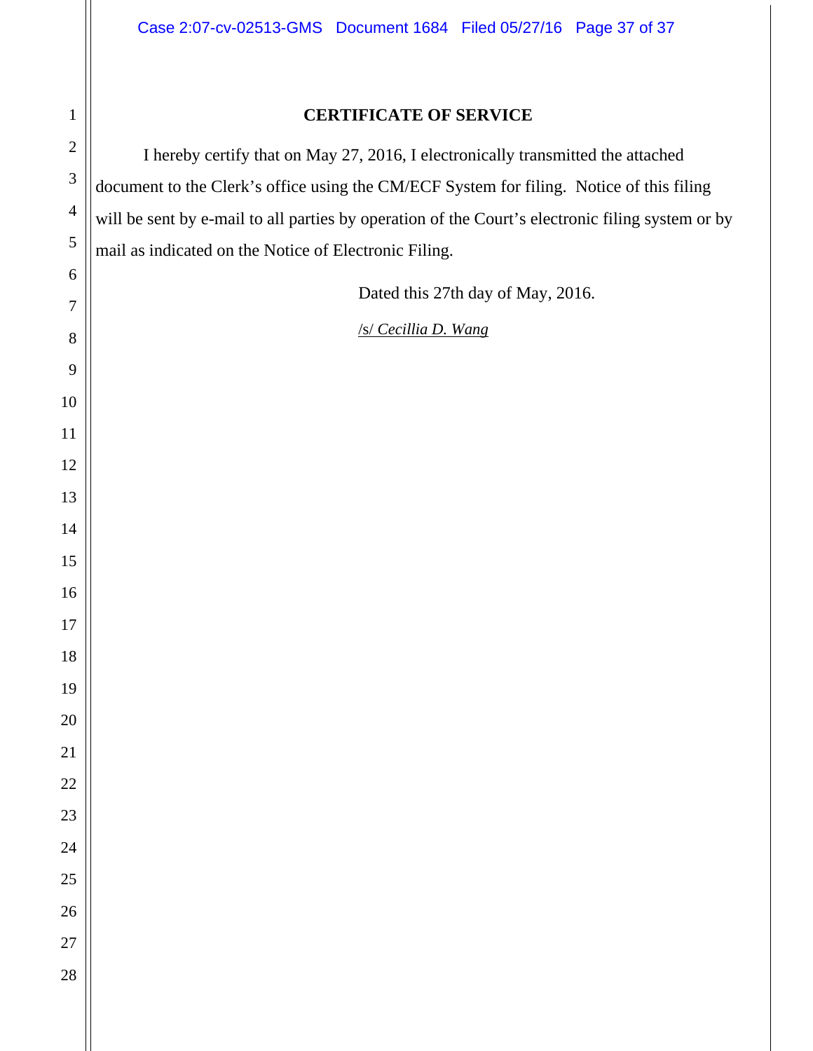## CERTIFICATE OF SERVICE

I hereby certify that on May 27, 2016, I electronically transmitted the attached document to the Clerk's office using the CM/ECF System for filing. Notice of this filing will be sent by e-mail to all parties by operation of the Court's electronic filing system or by mail as indicated on the Notice of Electronic Filing.

Dated this 27th day of May, 2016.

/s/ *Cecillia D. Wang*